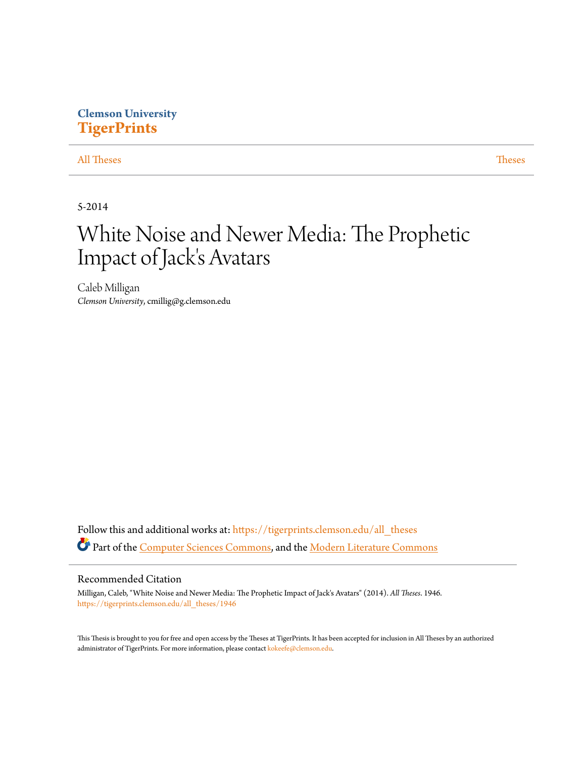Clemson University

**TigerPrints**

All Theses | Theses

5-2014

# White Noise and Newer Media: The Prophetic Impact of Jack's Avatars

Caleb Milligan

*Clemson University*, cmillig@g.clemson.edu

Follow this and additional works at: https://tigerprints.clemson.edu/all_theses

Part of the Computer Sciences Commons, and the Modern Literature Commons

## Recommended Citation

Milligan, Caleb, "White Noise and Newer Media: The Prophetic Impact of Jack's Avatars" (2014). *All Theses*. 1946.
https://tigerprints.clemson.edu/all_theses/1946

This Thesis is brought to you for free and open access by the Theses at TigerPrints. It has been accepted for inclusion in All Theses by an authorized administrator of TigerPrints. For more information, please contact kokeefe@clemson.edu.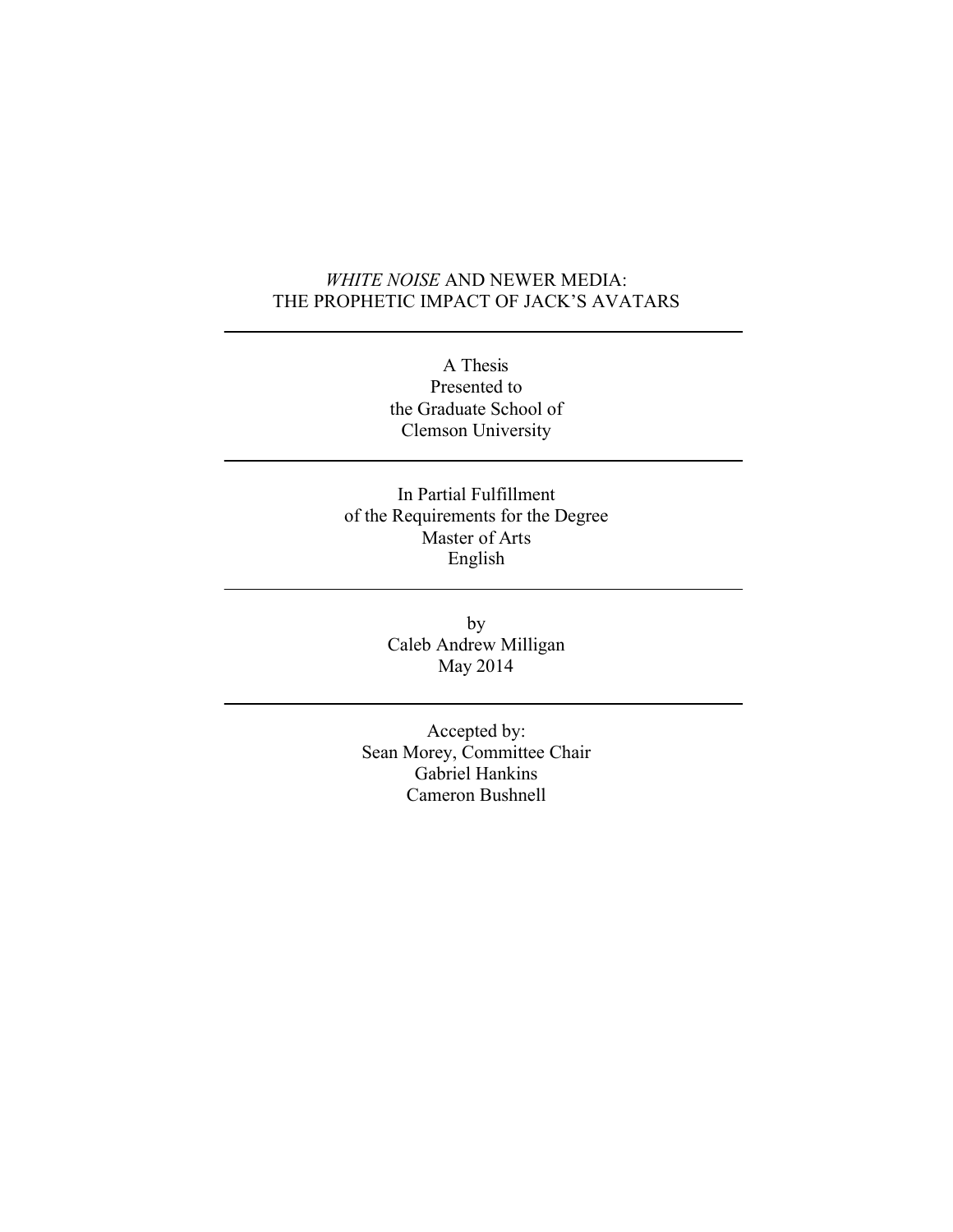# *WHITE NOISE* AND NEWER MEDIA: THE PROPHETIC IMPACT OF JACK'S AVATARS

---

A Thesis
Presented to
the Graduate School of
Clemson University

---

In Partial Fulfillment
of the Requirements for the Degree
Master of Arts
English

---

by
Caleb Andrew Milligan
May 2014

---

Accepted by:
Sean Morey, Committee Chair
Gabriel Hankins
Cameron Bushnell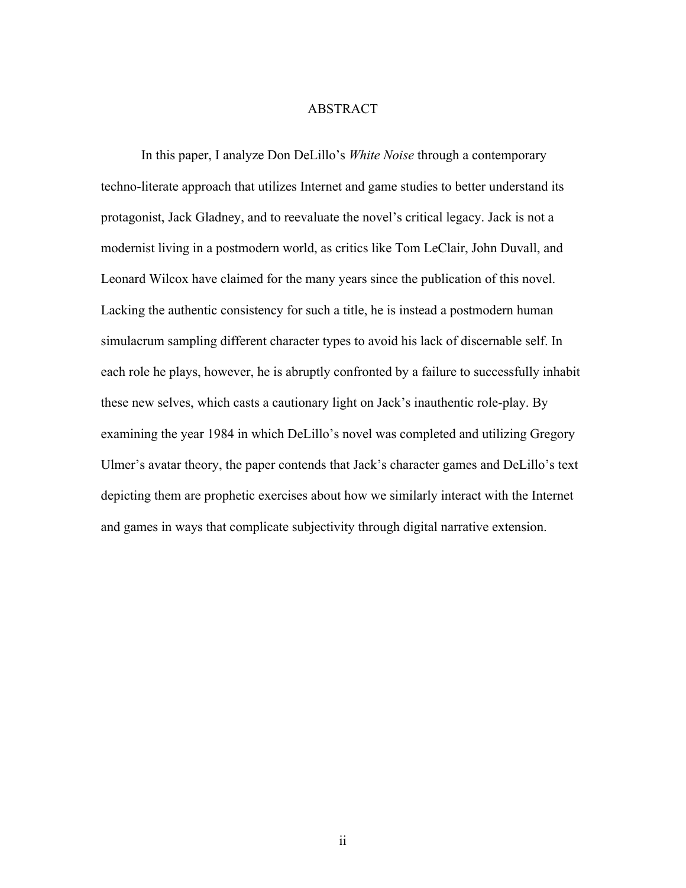# ABSTRACT

In this paper, I analyze Don DeLillo's *White Noise* through a contemporary techno-literate approach that utilizes Internet and game studies to better understand its protagonist, Jack Gladney, and to reevaluate the novel's critical legacy. Jack is not a modernist living in a postmodern world, as critics like Tom LeClair, John Duvall, and Leonard Wilcox have claimed for the many years since the publication of this novel. Lacking the authentic consistency for such a title, he is instead a postmodern human simulacrum sampling different character types to avoid his lack of discernable self. In each role he plays, however, he is abruptly confronted by a failure to successfully inhabit these new selves, which casts a cautionary light on Jack's inauthentic role-play. By examining the year 1984 in which DeLillo's novel was completed and utilizing Gregory Ulmer's avatar theory, the paper contends that Jack's character games and DeLillo's text depicting them are prophetic exercises about how we similarly interact with the Internet and games in ways that complicate subjectivity through digital narrative extension.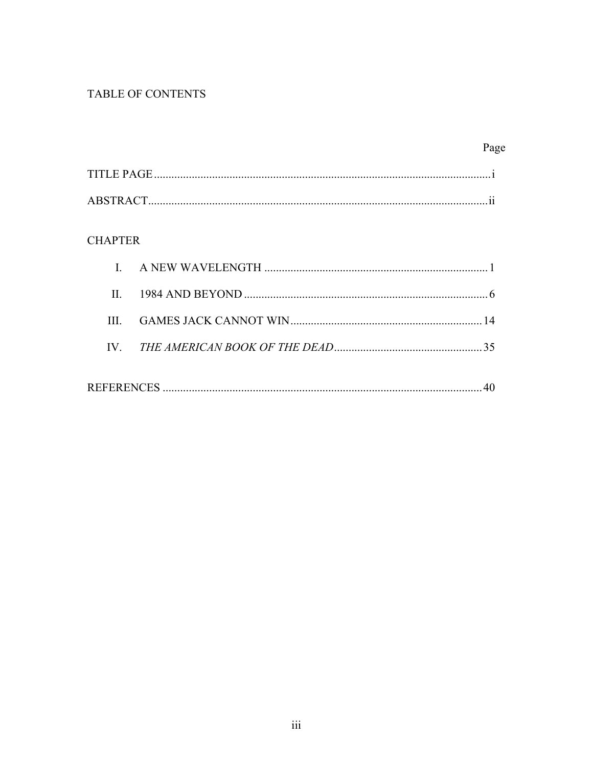# TABLE OF CONTENTS

| | Page |
|---|---|
| TITLE PAGE | i |
| ABSTRACT | ii |

CHAPTER

| | | Page |
|---|---|---|
| I. | A NEW WAVELENGTH | 1 |
| II. | 1984 AND BEYOND | 6 |
| III. | GAMES JACK CANNOT WIN | 14 |
| IV. | *THE AMERICAN BOOK OF THE DEAD* | 35 |

| | Page |
|---|---|
| REFERENCES | 40 |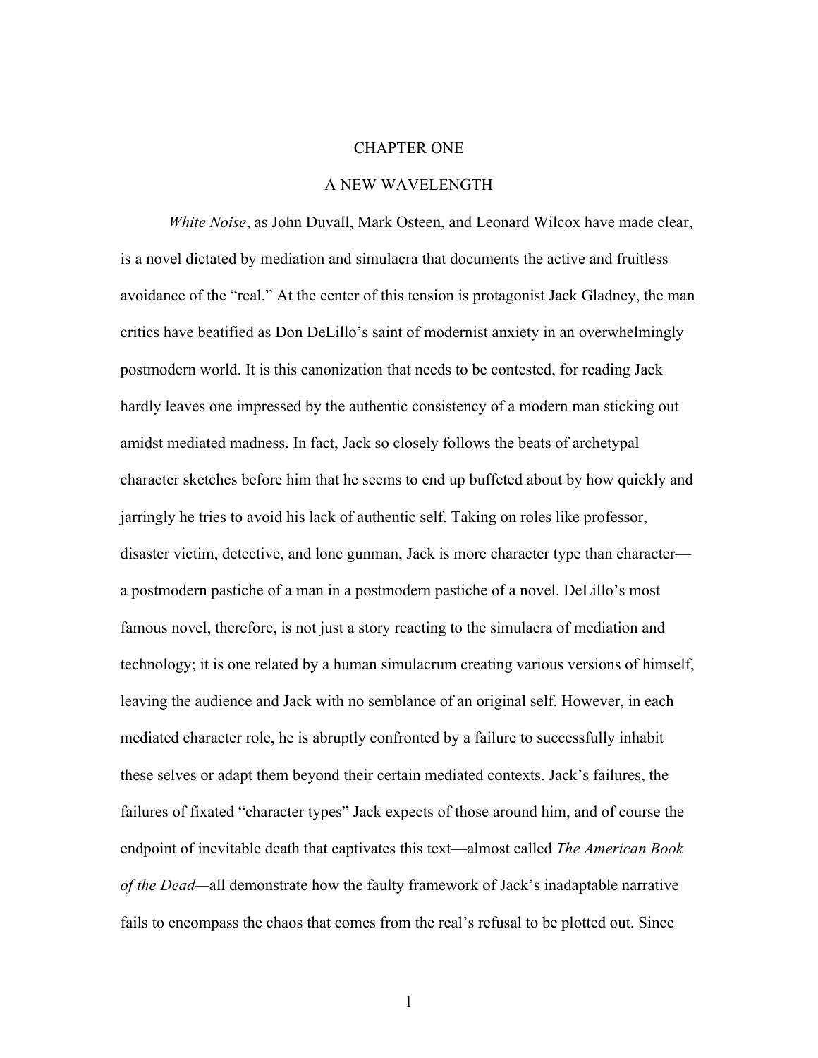# CHAPTER ONE

## A NEW WAVELENGTH

*White Noise*, as John Duvall, Mark Osteen, and Leonard Wilcox have made clear, is a novel dictated by mediation and simulacra that documents the active and fruitless avoidance of the "real." At the center of this tension is protagonist Jack Gladney, the man critics have beatified as Don DeLillo's saint of modernist anxiety in an overwhelmingly postmodern world. It is this canonization that needs to be contested, for reading Jack hardly leaves one impressed by the authentic consistency of a modern man sticking out amidst mediated madness. In fact, Jack so closely follows the beats of archetypal character sketches before him that he seems to end up buffeted about by how quickly and jarringly he tries to avoid his lack of authentic self. Taking on roles like professor, disaster victim, detective, and lone gunman, Jack is more character type than character—a postmodern pastiche of a man in a postmodern pastiche of a novel. DeLillo's most famous novel, therefore, is not just a story reacting to the simulacra of mediation and technology; it is one related by a human simulacrum creating various versions of himself, leaving the audience and Jack with no semblance of an original self. However, in each mediated character role, he is abruptly confronted by a failure to successfully inhabit these selves or adapt them beyond their certain mediated contexts. Jack's failures, the failures of fixated "character types" Jack expects of those around him, and of course the endpoint of inevitable death that captivates this text—almost called *The American Book of the Dead*—all demonstrate how the faulty framework of Jack's inadaptable narrative fails to encompass the chaos that comes from the real's refusal to be plotted out. Since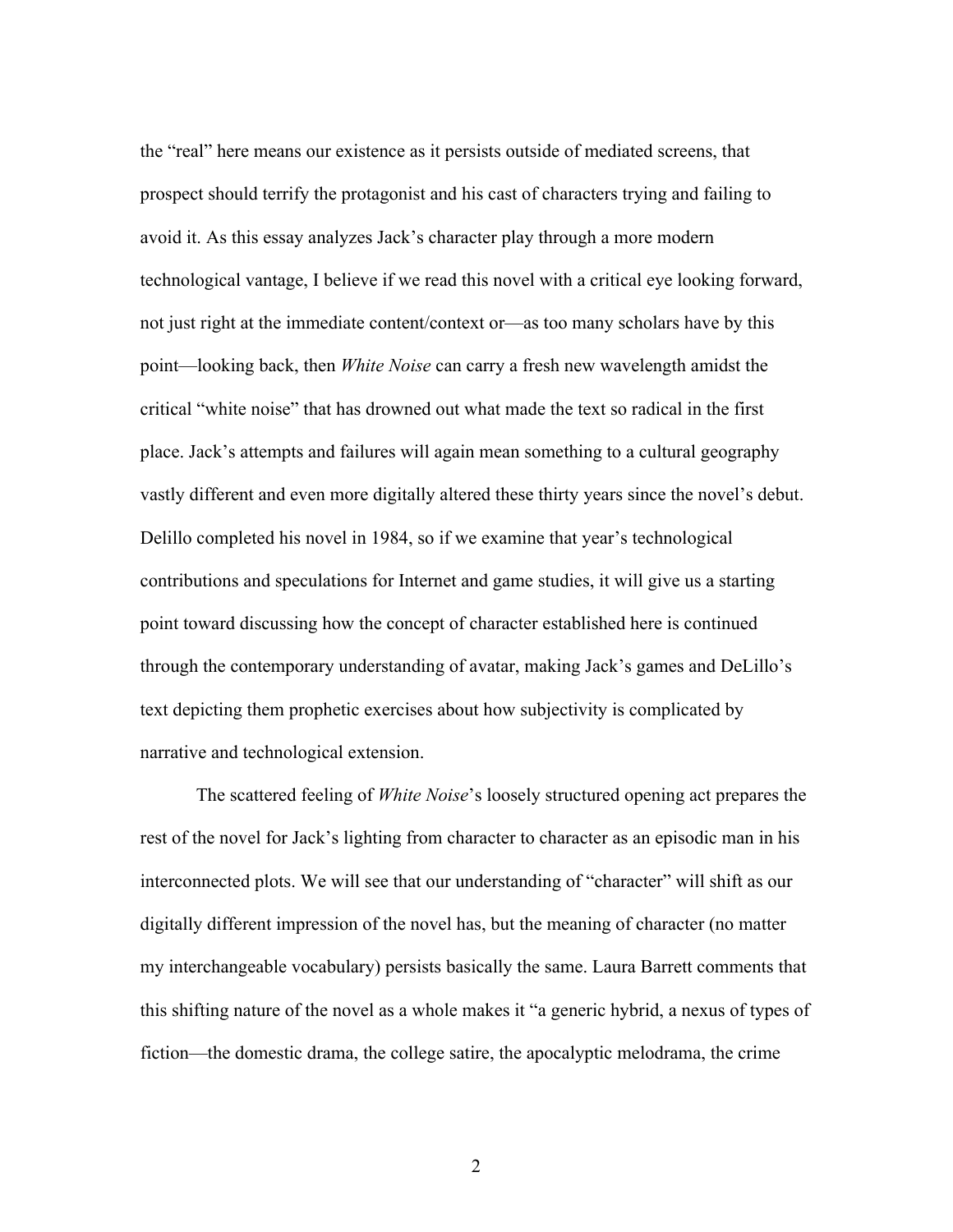the "real" here means our existence as it persists outside of mediated screens, that prospect should terrify the protagonist and his cast of characters trying and failing to avoid it. As this essay analyzes Jack's character play through a more modern technological vantage, I believe if we read this novel with a critical eye looking forward, not just right at the immediate content/context or—as too many scholars have by this point—looking back, then *White Noise* can carry a fresh new wavelength amidst the critical "white noise" that has drowned out what made the text so radical in the first place. Jack's attempts and failures will again mean something to a cultural geography vastly different and even more digitally altered these thirty years since the novel's debut. Delillo completed his novel in 1984, so if we examine that year's technological contributions and speculations for Internet and game studies, it will give us a starting point toward discussing how the concept of character established here is continued through the contemporary understanding of avatar, making Jack's games and DeLillo's text depicting them prophetic exercises about how subjectivity is complicated by narrative and technological extension.

The scattered feeling of *White Noise*'s loosely structured opening act prepares the rest of the novel for Jack's lighting from character to character as an episodic man in his interconnected plots. We will see that our understanding of "character" will shift as our digitally different impression of the novel has, but the meaning of character (no matter my interchangeable vocabulary) persists basically the same. Laura Barrett comments that this shifting nature of the novel as a whole makes it "a generic hybrid, a nexus of types of fiction—the domestic drama, the college satire, the apocalyptic melodrama, the crime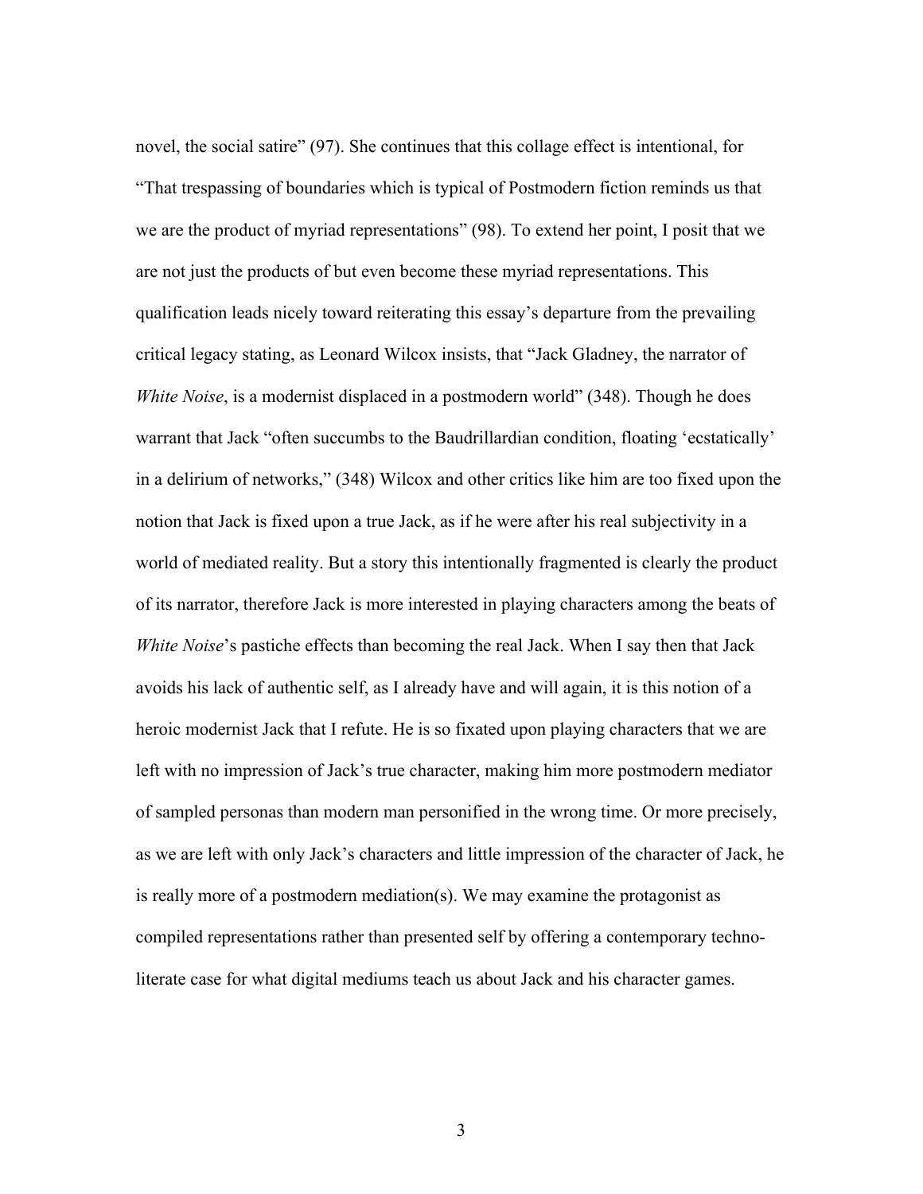novel, the social satire" (97). She continues that this collage effect is intentional, for "That trespassing of boundaries which is typical of Postmodern fiction reminds us that we are the product of myriad representations" (98). To extend her point, I posit that we are not just the products of but even become these myriad representations. This qualification leads nicely toward reiterating this essay's departure from the prevailing critical legacy stating, as Leonard Wilcox insists, that "Jack Gladney, the narrator of *White Noise*, is a modernist displaced in a postmodern world" (348). Though he does warrant that Jack "often succumbs to the Baudrillardian condition, floating 'ecstatically' in a delirium of networks," (348) Wilcox and other critics like him are too fixed upon the notion that Jack is fixed upon a true Jack, as if he were after his real subjectivity in a world of mediated reality. But a story this intentionally fragmented is clearly the product of its narrator, therefore Jack is more interested in playing characters among the beats of *White Noise*'s pastiche effects than becoming the real Jack. When I say then that Jack avoids his lack of authentic self, as I already have and will again, it is this notion of a heroic modernist Jack that I refute. He is so fixated upon playing characters that we are left with no impression of Jack's true character, making him more postmodern mediator of sampled personas than modern man personified in the wrong time. Or more precisely, as we are left with only Jack's characters and little impression of the character of Jack, he is really more of a postmodern mediation(s). We may examine the protagonist as compiled representations rather than presented self by offering a contemporary techno-literate case for what digital mediums teach us about Jack and his character games.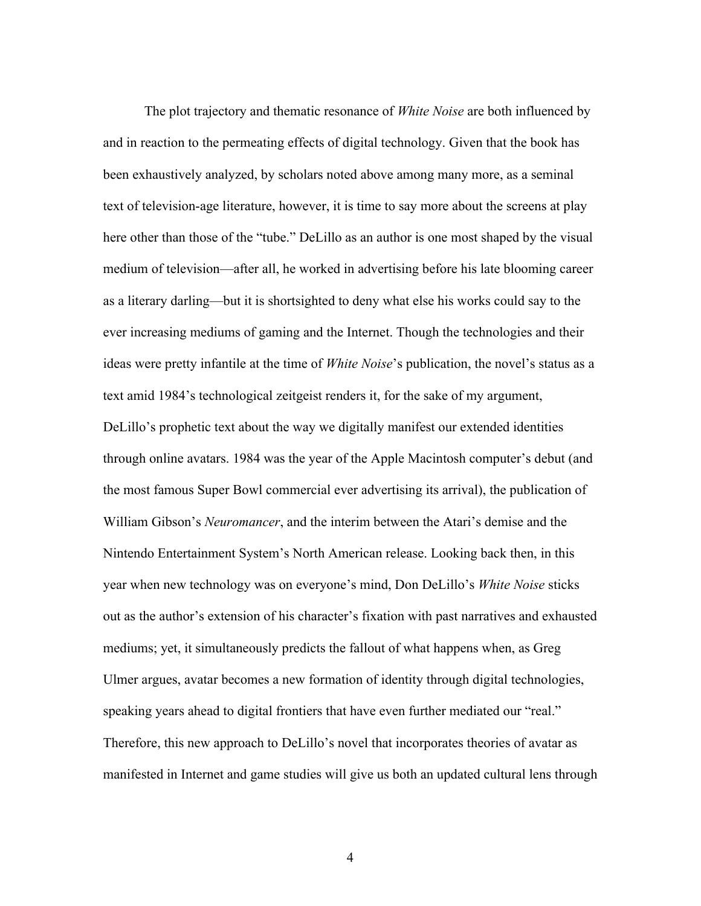The plot trajectory and thematic resonance of *White Noise* are both influenced by and in reaction to the permeating effects of digital technology. Given that the book has been exhaustively analyzed, by scholars noted above among many more, as a seminal text of television-age literature, however, it is time to say more about the screens at play here other than those of the "tube." DeLillo as an author is one most shaped by the visual medium of television—after all, he worked in advertising before his late blooming career as a literary darling—but it is shortsighted to deny what else his works could say to the ever increasing mediums of gaming and the Internet. Though the technologies and their ideas were pretty infantile at the time of *White Noise*'s publication, the novel's status as a text amid 1984's technological zeitgeist renders it, for the sake of my argument, DeLillo's prophetic text about the way we digitally manifest our extended identities through online avatars. 1984 was the year of the Apple Macintosh computer's debut (and the most famous Super Bowl commercial ever advertising its arrival), the publication of William Gibson's *Neuromancer*, and the interim between the Atari's demise and the Nintendo Entertainment System's North American release. Looking back then, in this year when new technology was on everyone's mind, Don DeLillo's *White Noise* sticks out as the author's extension of his character's fixation with past narratives and exhausted mediums; yet, it simultaneously predicts the fallout of what happens when, as Greg Ulmer argues, avatar becomes a new formation of identity through digital technologies, speaking years ahead to digital frontiers that have even further mediated our "real." Therefore, this new approach to DeLillo's novel that incorporates theories of avatar as manifested in Internet and game studies will give us both an updated cultural lens through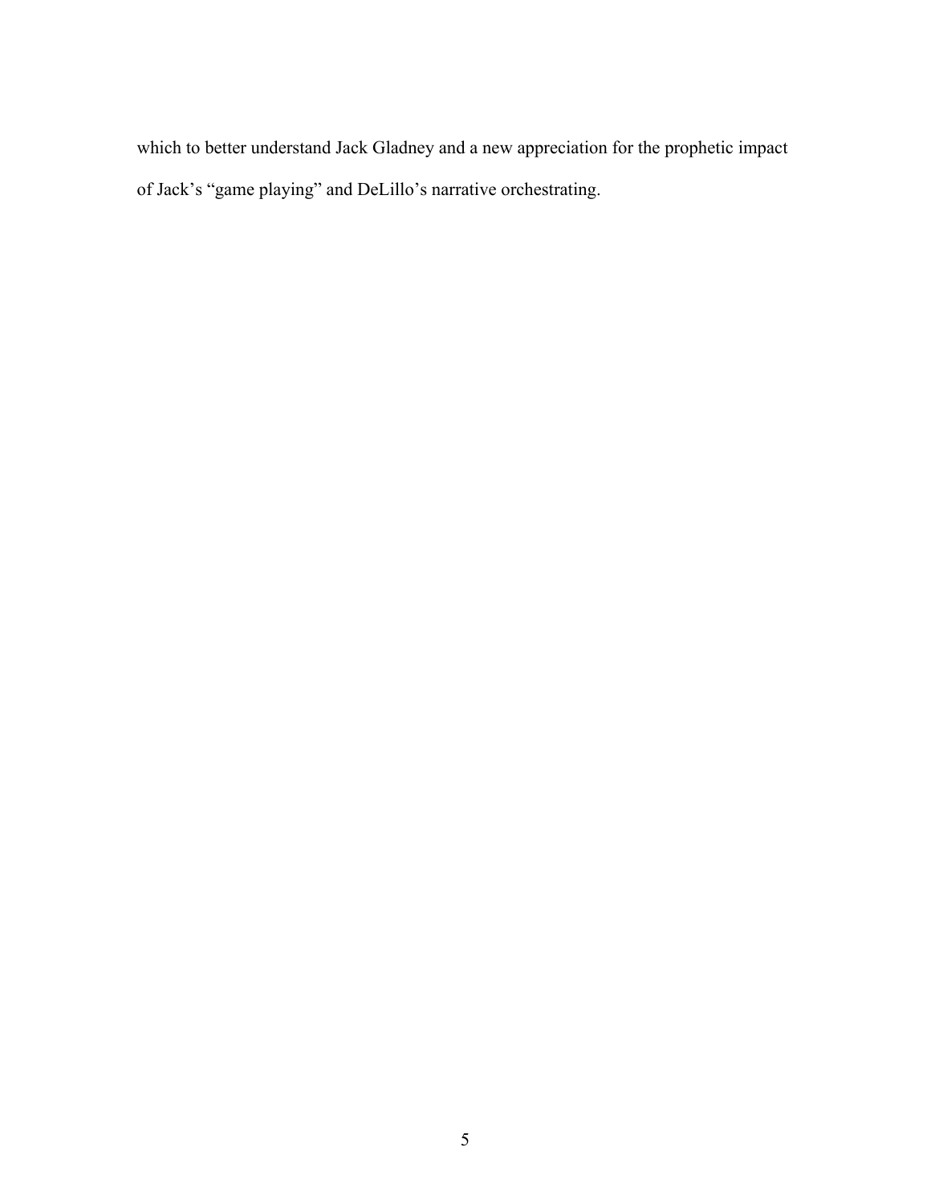which to better understand Jack Gladney and a new appreciation for the prophetic impact of Jack's "game playing" and DeLillo's narrative orchestrating.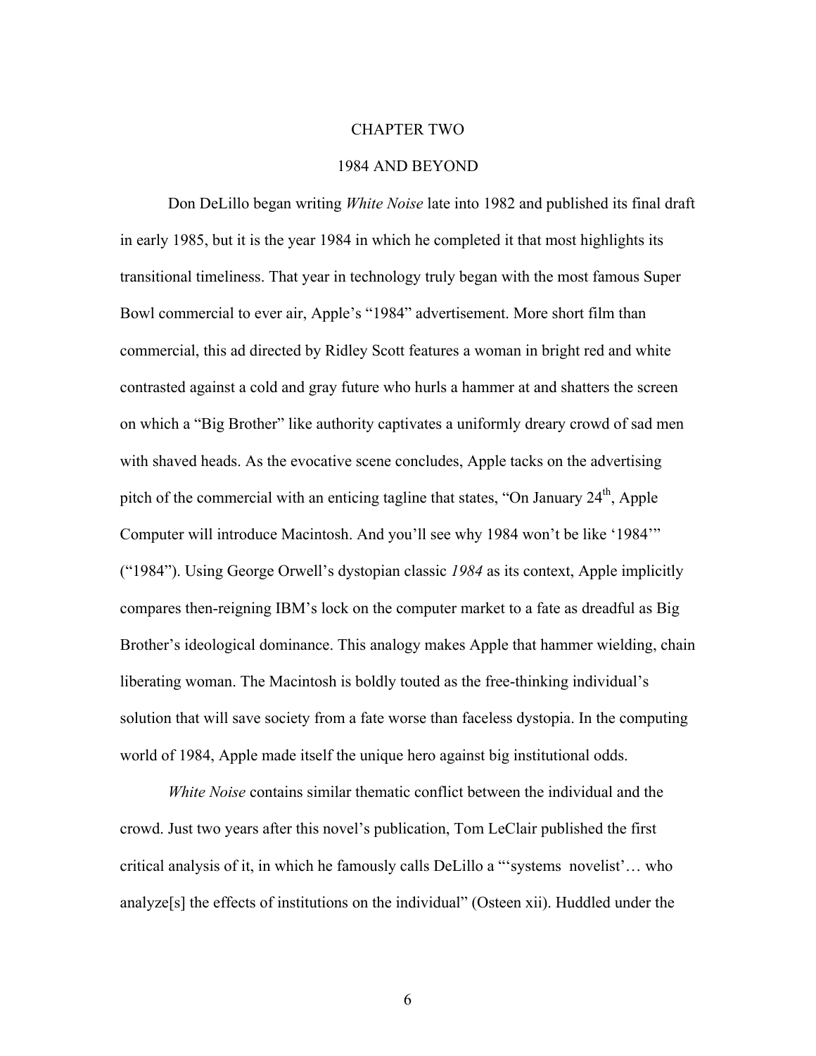# CHAPTER TWO

## 1984 AND BEYOND

Don DeLillo began writing *White Noise* late into 1982 and published its final draft in early 1985, but it is the year 1984 in which he completed it that most highlights its transitional timeliness. That year in technology truly began with the most famous Super Bowl commercial to ever air, Apple's "1984" advertisement. More short film than commercial, this ad directed by Ridley Scott features a woman in bright red and white contrasted against a cold and gray future who hurls a hammer at and shatters the screen on which a "Big Brother" like authority captivates a uniformly dreary crowd of sad men with shaved heads. As the evocative scene concludes, Apple tacks on the advertising pitch of the commercial with an enticing tagline that states, "On January 24th, Apple Computer will introduce Macintosh. And you'll see why 1984 won't be like '1984'" ("1984"). Using George Orwell's dystopian classic *1984* as its context, Apple implicitly compares then-reigning IBM's lock on the computer market to a fate as dreadful as Big Brother's ideological dominance. This analogy makes Apple that hammer wielding, chain liberating woman. The Macintosh is boldly touted as the free-thinking individual's solution that will save society from a fate worse than faceless dystopia. In the computing world of 1984, Apple made itself the unique hero against big institutional odds.

*White Noise* contains similar thematic conflict between the individual and the crowd. Just two years after this novel's publication, Tom LeClair published the first critical analysis of it, in which he famously calls DeLillo a "'systems novelist'… who analyze[s] the effects of institutions on the individual" (Osteen xii). Huddled under the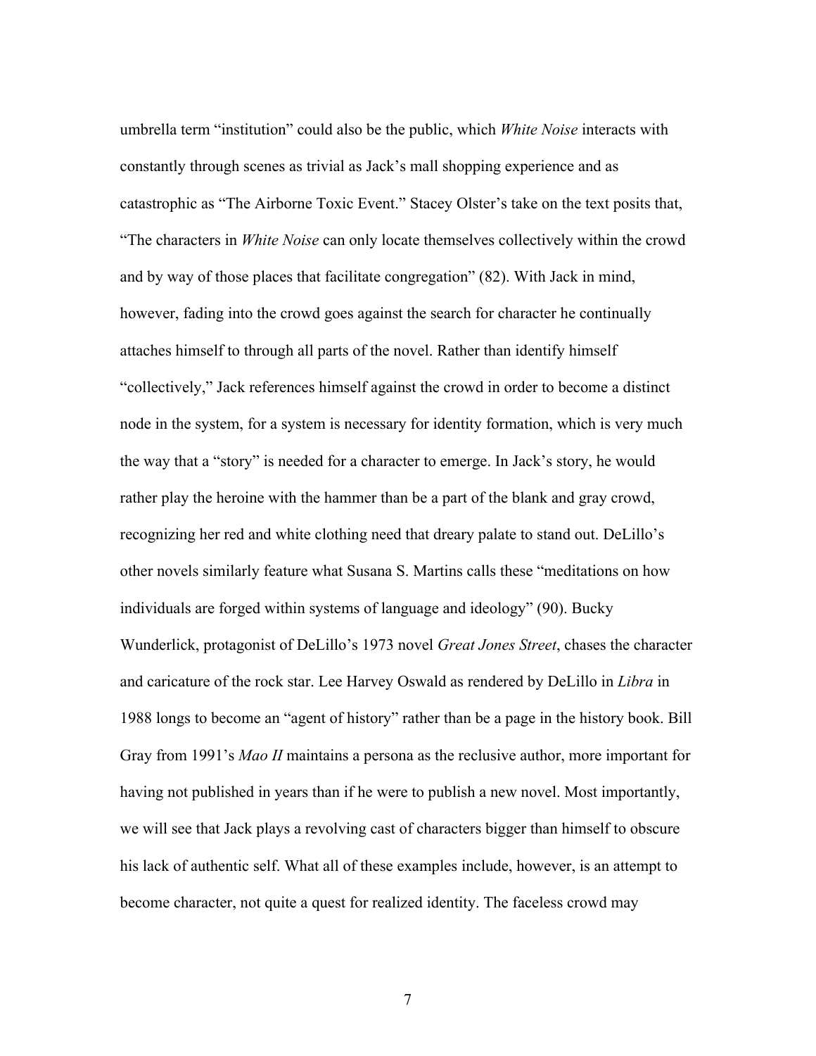umbrella term "institution" could also be the public, which *White Noise* interacts with constantly through scenes as trivial as Jack's mall shopping experience and as catastrophic as "The Airborne Toxic Event." Stacey Olster's take on the text posits that, "The characters in *White Noise* can only locate themselves collectively within the crowd and by way of those places that facilitate congregation" (82). With Jack in mind, however, fading into the crowd goes against the search for character he continually attaches himself to through all parts of the novel. Rather than identify himself "collectively," Jack references himself against the crowd in order to become a distinct node in the system, for a system is necessary for identity formation, which is very much the way that a "story" is needed for a character to emerge. In Jack's story, he would rather play the heroine with the hammer than be a part of the blank and gray crowd, recognizing her red and white clothing need that dreary palate to stand out. DeLillo's other novels similarly feature what Susana S. Martins calls these "meditations on how individuals are forged within systems of language and ideology" (90). Bucky Wunderlick, protagonist of DeLillo's 1973 novel *Great Jones Street*, chases the character and caricature of the rock star. Lee Harvey Oswald as rendered by DeLillo in *Libra* in 1988 longs to become an "agent of history" rather than be a page in the history book. Bill Gray from 1991's *Mao II* maintains a persona as the reclusive author, more important for having not published in years than if he were to publish a new novel. Most importantly, we will see that Jack plays a revolving cast of characters bigger than himself to obscure his lack of authentic self. What all of these examples include, however, is an attempt to become character, not quite a quest for realized identity. The faceless crowd may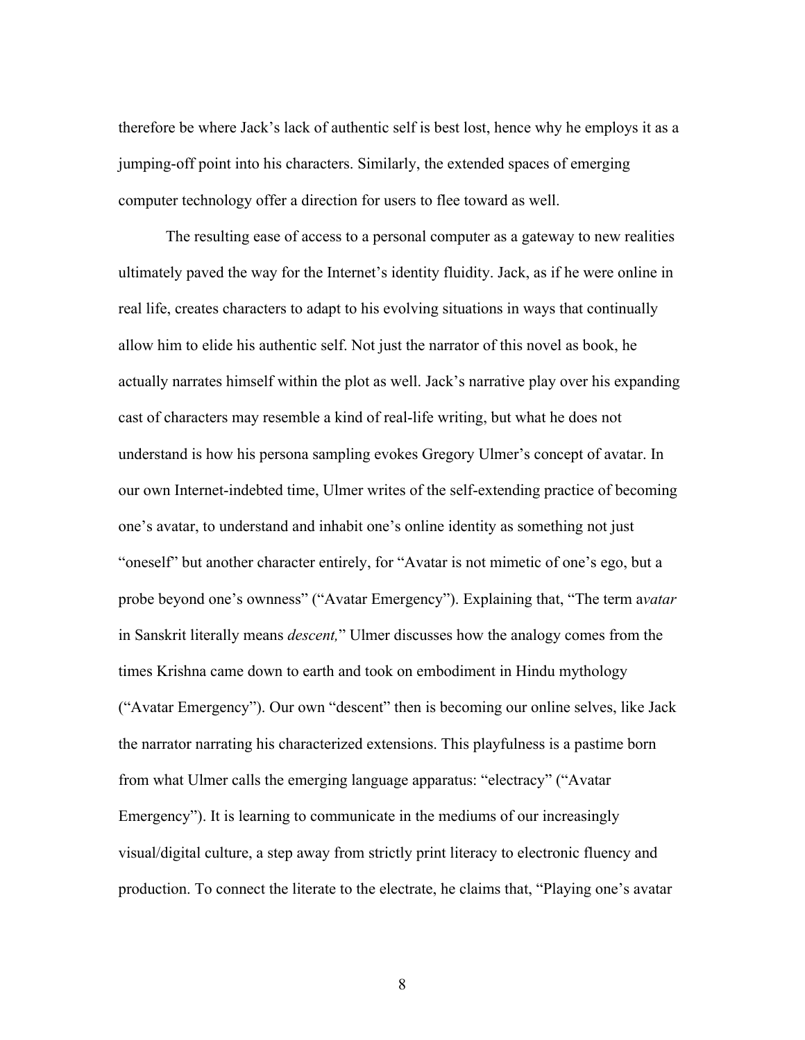therefore be where Jack's lack of authentic self is best lost, hence why he employs it as a jumping-off point into his characters. Similarly, the extended spaces of emerging computer technology offer a direction for users to flee toward as well.

The resulting ease of access to a personal computer as a gateway to new realities ultimately paved the way for the Internet's identity fluidity. Jack, as if he were online in real life, creates characters to adapt to his evolving situations in ways that continually allow him to elide his authentic self. Not just the narrator of this novel as book, he actually narrates himself within the plot as well. Jack's narrative play over his expanding cast of characters may resemble a kind of real-life writing, but what he does not understand is how his persona sampling evokes Gregory Ulmer's concept of avatar. In our own Internet-indebted time, Ulmer writes of the self-extending practice of becoming one's avatar, to understand and inhabit one's online identity as something not just "oneself" but another character entirely, for "Avatar is not mimetic of one's ego, but a probe beyond one's ownness" ("Avatar Emergency"). Explaining that, "The term a*vatar* in Sanskrit literally means *descent,*" Ulmer discusses how the analogy comes from the times Krishna came down to earth and took on embodiment in Hindu mythology ("Avatar Emergency"). Our own "descent" then is becoming our online selves, like Jack the narrator narrating his characterized extensions. This playfulness is a pastime born from what Ulmer calls the emerging language apparatus: "electracy" ("Avatar Emergency"). It is learning to communicate in the mediums of our increasingly visual/digital culture, a step away from strictly print literacy to electronic fluency and production. To connect the literate to the electrate, he claims that, "Playing one's avatar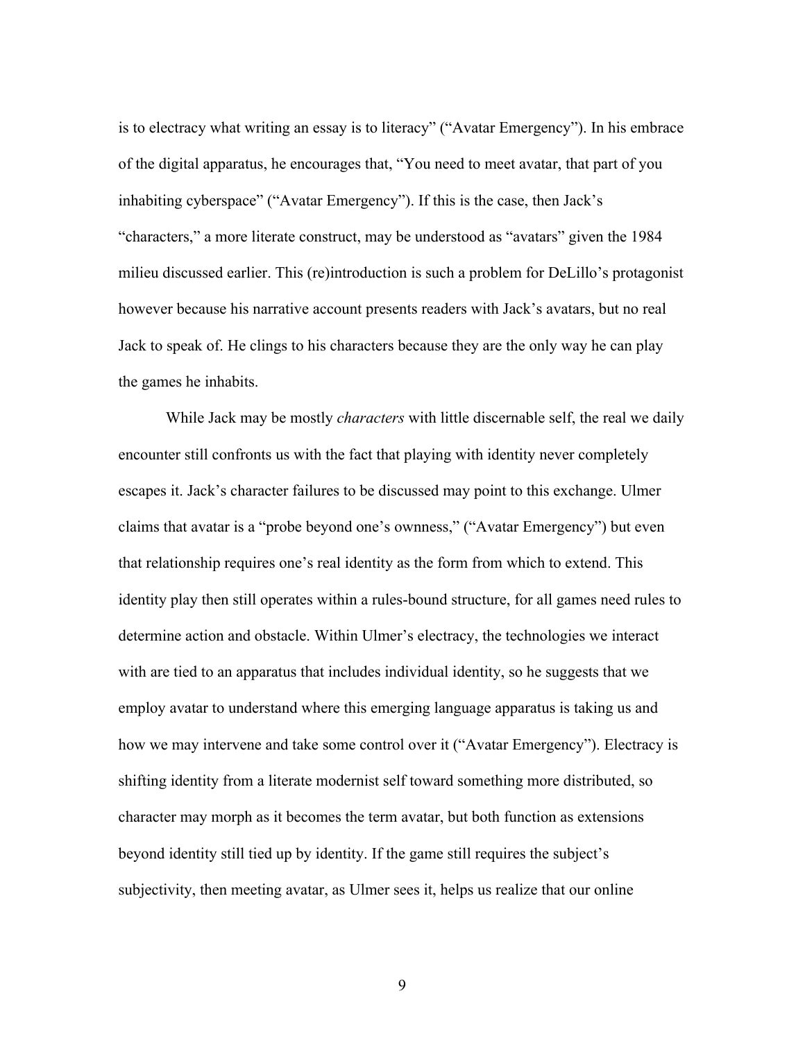is to electracy what writing an essay is to literacy" ("Avatar Emergency"). In his embrace of the digital apparatus, he encourages that, "You need to meet avatar, that part of you inhabiting cyberspace" ("Avatar Emergency"). If this is the case, then Jack's "characters," a more literate construct, may be understood as "avatars" given the 1984 milieu discussed earlier. This (re)introduction is such a problem for DeLillo's protagonist however because his narrative account presents readers with Jack's avatars, but no real Jack to speak of. He clings to his characters because they are the only way he can play the games he inhabits.

While Jack may be mostly *characters* with little discernable self, the real we daily encounter still confronts us with the fact that playing with identity never completely escapes it. Jack's character failures to be discussed may point to this exchange. Ulmer claims that avatar is a "probe beyond one's ownness," ("Avatar Emergency") but even that relationship requires one's real identity as the form from which to extend. This identity play then still operates within a rules-bound structure, for all games need rules to determine action and obstacle. Within Ulmer's electracy, the technologies we interact with are tied to an apparatus that includes individual identity, so he suggests that we employ avatar to understand where this emerging language apparatus is taking us and how we may intervene and take some control over it ("Avatar Emergency"). Electracy is shifting identity from a literate modernist self toward something more distributed, so character may morph as it becomes the term avatar, but both function as extensions beyond identity still tied up by identity. If the game still requires the subject's subjectivity, then meeting avatar, as Ulmer sees it, helps us realize that our online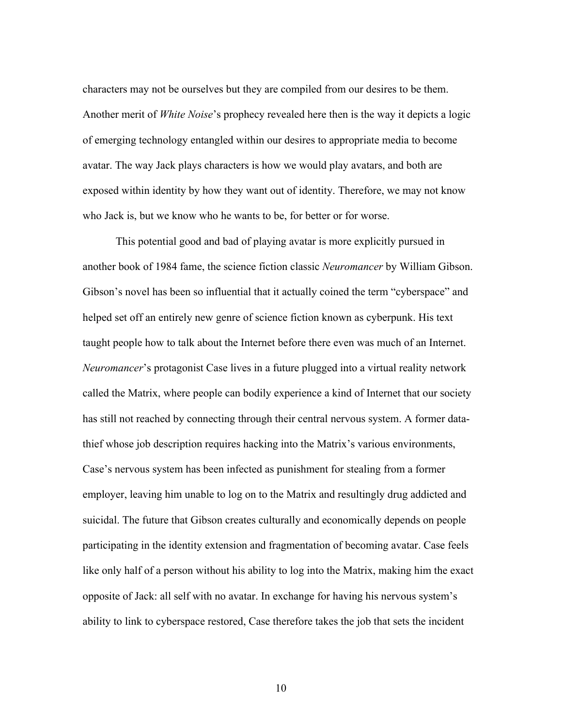characters may not be ourselves but they are compiled from our desires to be them. Another merit of *White Noise*'s prophecy revealed here then is the way it depicts a logic of emerging technology entangled within our desires to appropriate media to become avatar. The way Jack plays characters is how we would play avatars, and both are exposed within identity by how they want out of identity. Therefore, we may not know who Jack is, but we know who he wants to be, for better or for worse.

This potential good and bad of playing avatar is more explicitly pursued in another book of 1984 fame, the science fiction classic *Neuromancer* by William Gibson. Gibson's novel has been so influential that it actually coined the term "cyberspace" and helped set off an entirely new genre of science fiction known as cyberpunk. His text taught people how to talk about the Internet before there even was much of an Internet. *Neuromancer*'s protagonist Case lives in a future plugged into a virtual reality network called the Matrix, where people can bodily experience a kind of Internet that our society has still not reached by connecting through their central nervous system. A former data-thief whose job description requires hacking into the Matrix's various environments, Case's nervous system has been infected as punishment for stealing from a former employer, leaving him unable to log on to the Matrix and resultingly drug addicted and suicidal. The future that Gibson creates culturally and economically depends on people participating in the identity extension and fragmentation of becoming avatar. Case feels like only half of a person without his ability to log into the Matrix, making him the exact opposite of Jack: all self with no avatar. In exchange for having his nervous system's ability to link to cyberspace restored, Case therefore takes the job that sets the incident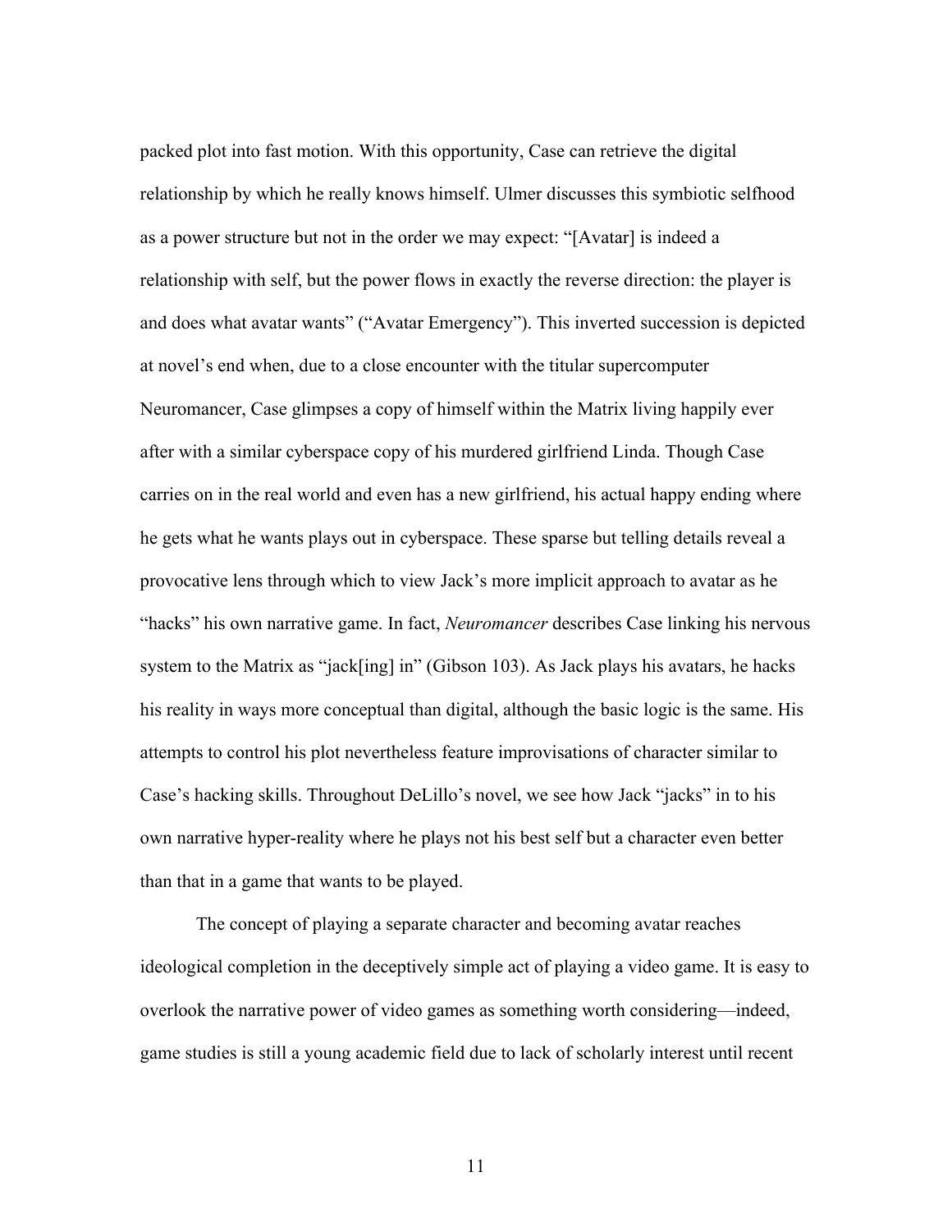packed plot into fast motion. With this opportunity, Case can retrieve the digital relationship by which he really knows himself. Ulmer discusses this symbiotic selfhood as a power structure but not in the order we may expect: "[Avatar] is indeed a relationship with self, but the power flows in exactly the reverse direction: the player is and does what avatar wants" ("Avatar Emergency"). This inverted succession is depicted at novel's end when, due to a close encounter with the titular supercomputer Neuromancer, Case glimpses a copy of himself within the Matrix living happily ever after with a similar cyberspace copy of his murdered girlfriend Linda. Though Case carries on in the real world and even has a new girlfriend, his actual happy ending where he gets what he wants plays out in cyberspace. These sparse but telling details reveal a provocative lens through which to view Jack's more implicit approach to avatar as he "hacks" his own narrative game. In fact, *Neuromancer* describes Case linking his nervous system to the Matrix as "jack[ing] in" (Gibson 103). As Jack plays his avatars, he hacks his reality in ways more conceptual than digital, although the basic logic is the same. His attempts to control his plot nevertheless feature improvisations of character similar to Case's hacking skills. Throughout DeLillo's novel, we see how Jack "jacks" in to his own narrative hyper-reality where he plays not his best self but a character even better than that in a game that wants to be played.

The concept of playing a separate character and becoming avatar reaches ideological completion in the deceptively simple act of playing a video game. It is easy to overlook the narrative power of video games as something worth considering—indeed, game studies is still a young academic field due to lack of scholarly interest until recent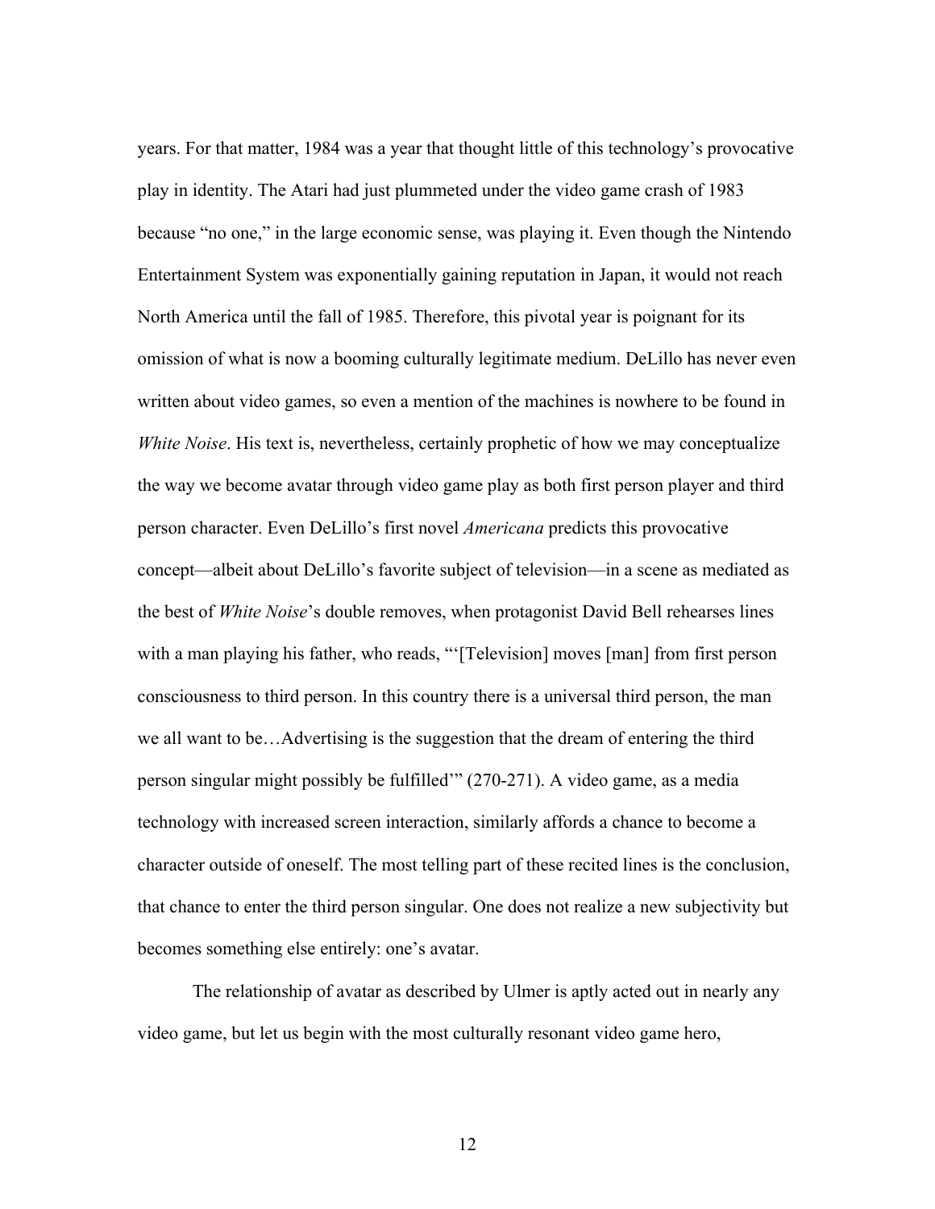years. For that matter, 1984 was a year that thought little of this technology's provocative play in identity. The Atari had just plummeted under the video game crash of 1983 because "no one," in the large economic sense, was playing it. Even though the Nintendo Entertainment System was exponentially gaining reputation in Japan, it would not reach North America until the fall of 1985. Therefore, this pivotal year is poignant for its omission of what is now a booming culturally legitimate medium. DeLillo has never even written about video games, so even a mention of the machines is nowhere to be found in *White Noise*. His text is, nevertheless, certainly prophetic of how we may conceptualize the way we become avatar through video game play as both first person player and third person character. Even DeLillo's first novel *Americana* predicts this provocative concept—albeit about DeLillo's favorite subject of television—in a scene as mediated as the best of *White Noise*'s double removes, when protagonist David Bell rehearses lines with a man playing his father, who reads, "'[Television] moves [man] from first person consciousness to third person. In this country there is a universal third person, the man we all want to be…Advertising is the suggestion that the dream of entering the third person singular might possibly be fulfilled'" (270-271). A video game, as a media technology with increased screen interaction, similarly affords a chance to become a character outside of oneself. The most telling part of these recited lines is the conclusion, that chance to enter the third person singular. One does not realize a new subjectivity but becomes something else entirely: one's avatar.

The relationship of avatar as described by Ulmer is aptly acted out in nearly any video game, but let us begin with the most culturally resonant video game hero,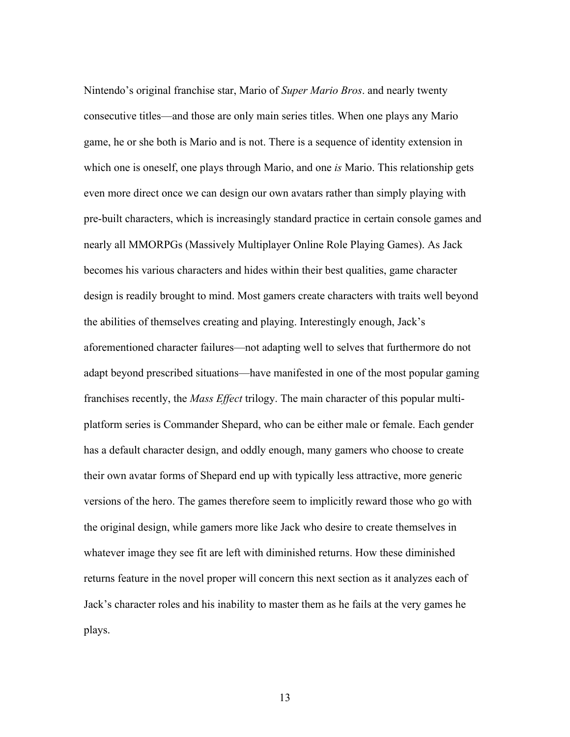Nintendo's original franchise star, Mario of *Super Mario Bros*. and nearly twenty consecutive titles—and those are only main series titles. When one plays any Mario game, he or she both is Mario and is not. There is a sequence of identity extension in which one is oneself, one plays through Mario, and one *is* Mario. This relationship gets even more direct once we can design our own avatars rather than simply playing with pre-built characters, which is increasingly standard practice in certain console games and nearly all MMORPGs (Massively Multiplayer Online Role Playing Games). As Jack becomes his various characters and hides within their best qualities, game character design is readily brought to mind. Most gamers create characters with traits well beyond the abilities of themselves creating and playing. Interestingly enough, Jack's aforementioned character failures—not adapting well to selves that furthermore do not adapt beyond prescribed situations—have manifested in one of the most popular gaming franchises recently, the *Mass Effect* trilogy. The main character of this popular multi-platform series is Commander Shepard, who can be either male or female. Each gender has a default character design, and oddly enough, many gamers who choose to create their own avatar forms of Shepard end up with typically less attractive, more generic versions of the hero. The games therefore seem to implicitly reward those who go with the original design, while gamers more like Jack who desire to create themselves in whatever image they see fit are left with diminished returns. How these diminished returns feature in the novel proper will concern this next section as it analyzes each of Jack's character roles and his inability to master them as he fails at the very games he plays.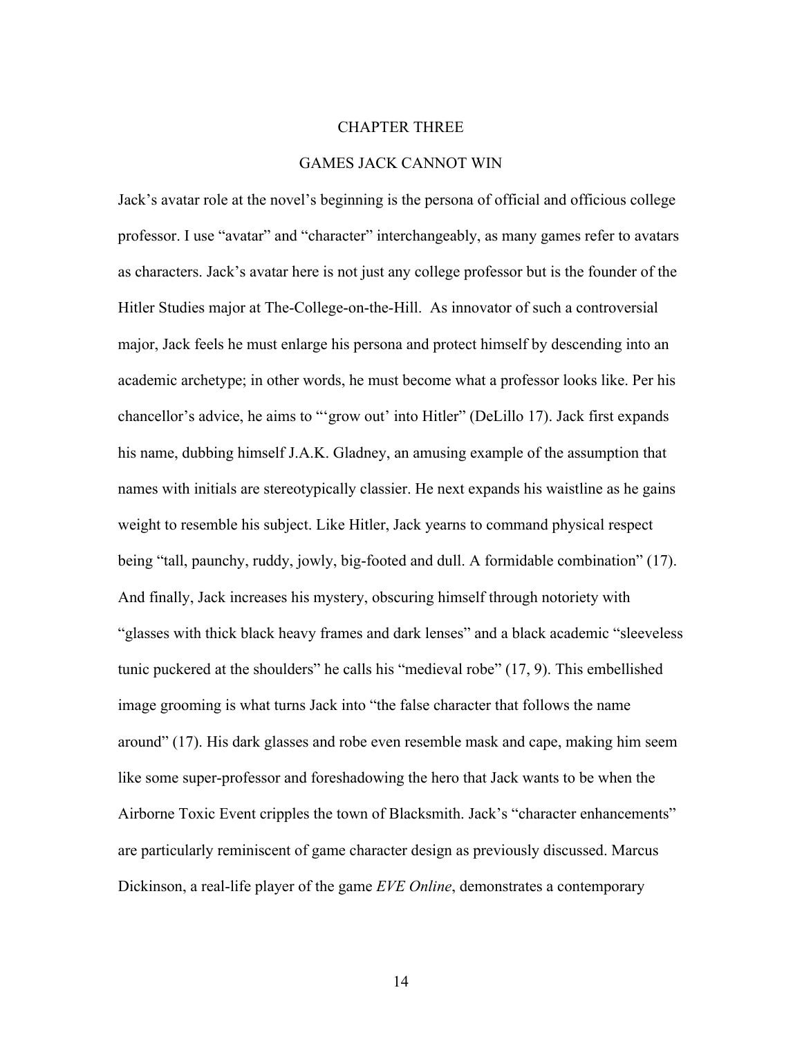# CHAPTER THREE

## GAMES JACK CANNOT WIN

Jack's avatar role at the novel's beginning is the persona of official and officious college professor. I use "avatar" and "character" interchangeably, as many games refer to avatars as characters. Jack's avatar here is not just any college professor but is the founder of the Hitler Studies major at The-College-on-the-Hill. As innovator of such a controversial major, Jack feels he must enlarge his persona and protect himself by descending into an academic archetype; in other words, he must become what a professor looks like. Per his chancellor's advice, he aims to "'grow out' into Hitler" (DeLillo 17). Jack first expands his name, dubbing himself J.A.K. Gladney, an amusing example of the assumption that names with initials are stereotypically classier. He next expands his waistline as he gains weight to resemble his subject. Like Hitler, Jack yearns to command physical respect being "tall, paunchy, ruddy, jowly, big-footed and dull. A formidable combination" (17). And finally, Jack increases his mystery, obscuring himself through notoriety with "glasses with thick black heavy frames and dark lenses" and a black academic "sleeveless tunic puckered at the shoulders" he calls his "medieval robe" (17, 9). This embellished image grooming is what turns Jack into "the false character that follows the name around" (17). His dark glasses and robe even resemble mask and cape, making him seem like some super-professor and foreshadowing the hero that Jack wants to be when the Airborne Toxic Event cripples the town of Blacksmith. Jack's "character enhancements" are particularly reminiscent of game character design as previously discussed. Marcus Dickinson, a real-life player of the game *EVE Online*, demonstrates a contemporary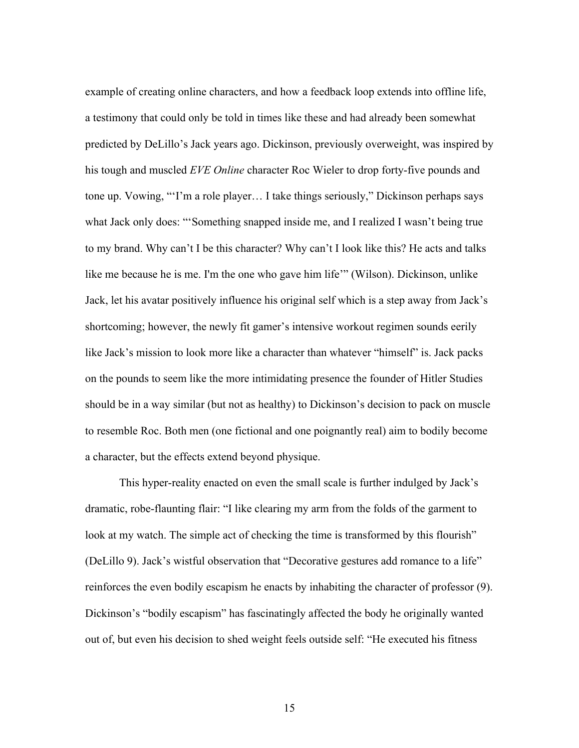example of creating online characters, and how a feedback loop extends into offline life, a testimony that could only be told in times like these and had already been somewhat predicted by DeLillo's Jack years ago. Dickinson, previously overweight, was inspired by his tough and muscled *EVE Online* character Roc Wieler to drop forty-five pounds and tone up. Vowing, "'I'm a role player… I take things seriously," Dickinson perhaps says what Jack only does: "'Something snapped inside me, and I realized I wasn't being true to my brand. Why can't I be this character? Why can't I look like this? He acts and talks like me because he is me. I'm the one who gave him life'" (Wilson). Dickinson, unlike Jack, let his avatar positively influence his original self which is a step away from Jack's shortcoming; however, the newly fit gamer's intensive workout regimen sounds eerily like Jack's mission to look more like a character than whatever "himself" is. Jack packs on the pounds to seem like the more intimidating presence the founder of Hitler Studies should be in a way similar (but not as healthy) to Dickinson's decision to pack on muscle to resemble Roc. Both men (one fictional and one poignantly real) aim to bodily become a character, but the effects extend beyond physique.

This hyper-reality enacted on even the small scale is further indulged by Jack's dramatic, robe-flaunting flair: "I like clearing my arm from the folds of the garment to look at my watch. The simple act of checking the time is transformed by this flourish" (DeLillo 9). Jack's wistful observation that "Decorative gestures add romance to a life" reinforces the even bodily escapism he enacts by inhabiting the character of professor (9). Dickinson's "bodily escapism" has fascinatingly affected the body he originally wanted out of, but even his decision to shed weight feels outside self: "He executed his fitness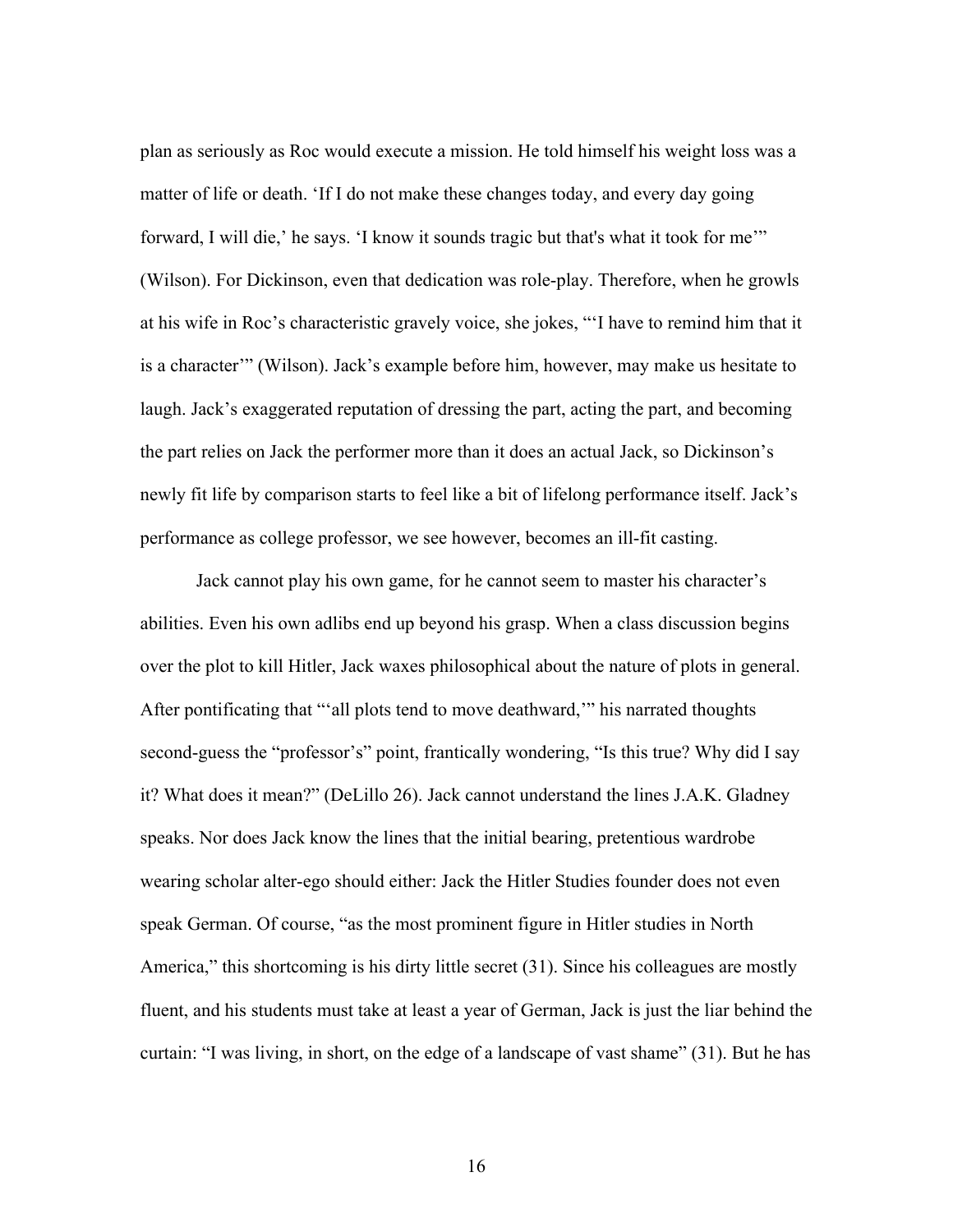plan as seriously as Roc would execute a mission. He told himself his weight loss was a matter of life or death. 'If I do not make these changes today, and every day going forward, I will die,' he says. 'I know it sounds tragic but that's what it took for me'" (Wilson). For Dickinson, even that dedication was role-play. Therefore, when he growls at his wife in Roc's characteristic gravely voice, she jokes, "'I have to remind him that it is a character'" (Wilson). Jack's example before him, however, may make us hesitate to laugh. Jack's exaggerated reputation of dressing the part, acting the part, and becoming the part relies on Jack the performer more than it does an actual Jack, so Dickinson's newly fit life by comparison starts to feel like a bit of lifelong performance itself. Jack's performance as college professor, we see however, becomes an ill-fit casting.

Jack cannot play his own game, for he cannot seem to master his character's abilities. Even his own adlibs end up beyond his grasp. When a class discussion begins over the plot to kill Hitler, Jack waxes philosophical about the nature of plots in general. After pontificating that "'all plots tend to move deathward,'" his narrated thoughts second-guess the "professor's" point, frantically wondering, "Is this true? Why did I say it? What does it mean?" (DeLillo 26). Jack cannot understand the lines J.A.K. Gladney speaks. Nor does Jack know the lines that the initial bearing, pretentious wardrobe wearing scholar alter-ego should either: Jack the Hitler Studies founder does not even speak German. Of course, "as the most prominent figure in Hitler studies in North America," this shortcoming is his dirty little secret (31). Since his colleagues are mostly fluent, and his students must take at least a year of German, Jack is just the liar behind the curtain: "I was living, in short, on the edge of a landscape of vast shame" (31). But he has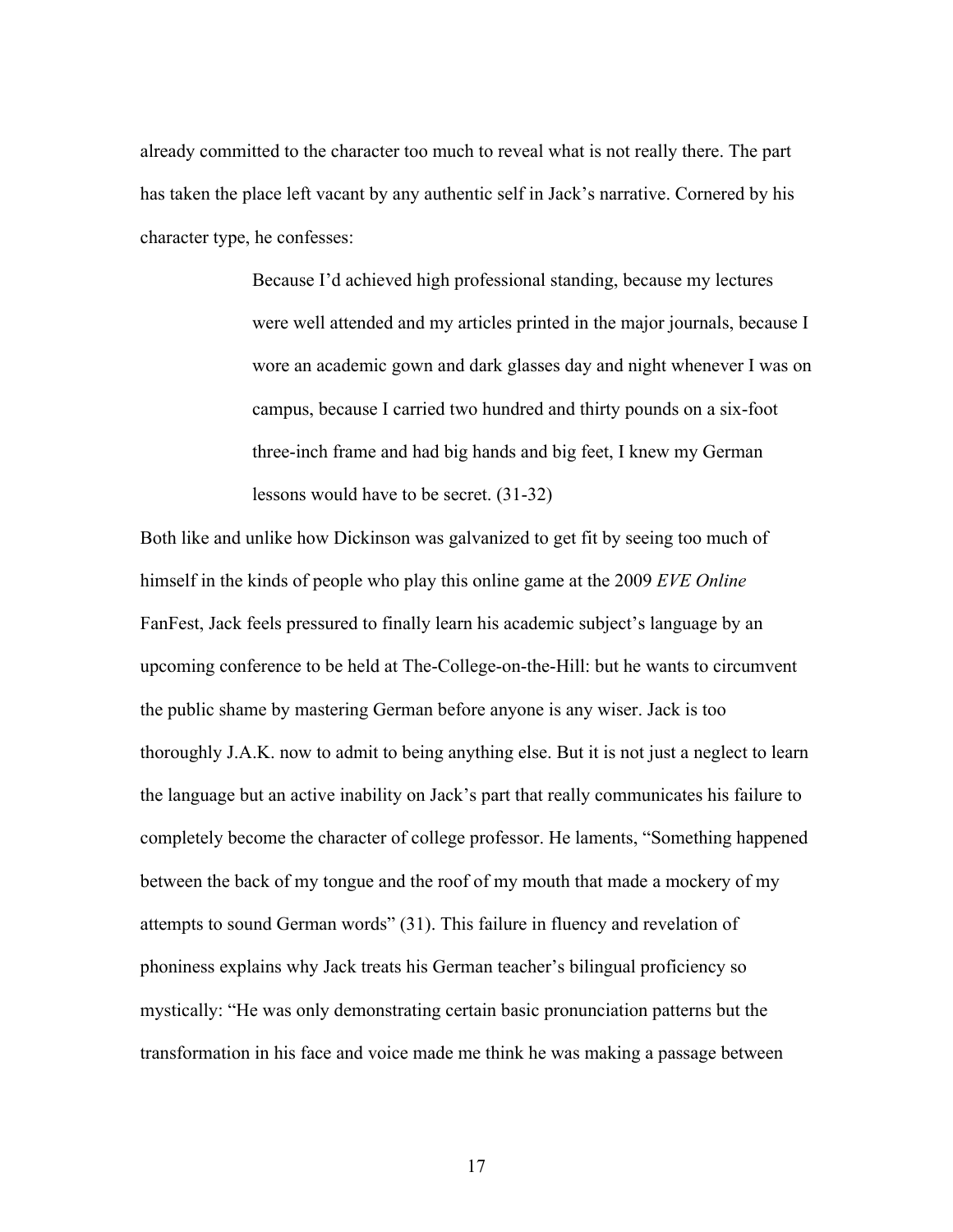already committed to the character too much to reveal what is not really there. The part has taken the place left vacant by any authentic self in Jack's narrative. Cornered by his character type, he confesses:

> Because I'd achieved high professional standing, because my lectures were well attended and my articles printed in the major journals, because I wore an academic gown and dark glasses day and night whenever I was on campus, because I carried two hundred and thirty pounds on a six-foot three-inch frame and had big hands and big feet, I knew my German lessons would have to be secret. (31-32)

Both like and unlike how Dickinson was galvanized to get fit by seeing too much of himself in the kinds of people who play this online game at the 2009 *EVE Online* FanFest, Jack feels pressured to finally learn his academic subject's language by an upcoming conference to be held at The-College-on-the-Hill: but he wants to circumvent the public shame by mastering German before anyone is any wiser. Jack is too thoroughly J.A.K. now to admit to being anything else. But it is not just a neglect to learn the language but an active inability on Jack's part that really communicates his failure to completely become the character of college professor. He laments, "Something happened between the back of my tongue and the roof of my mouth that made a mockery of my attempts to sound German words" (31). This failure in fluency and revelation of phoniness explains why Jack treats his German teacher's bilingual proficiency so mystically: "He was only demonstrating certain basic pronunciation patterns but the transformation in his face and voice made me think he was making a passage between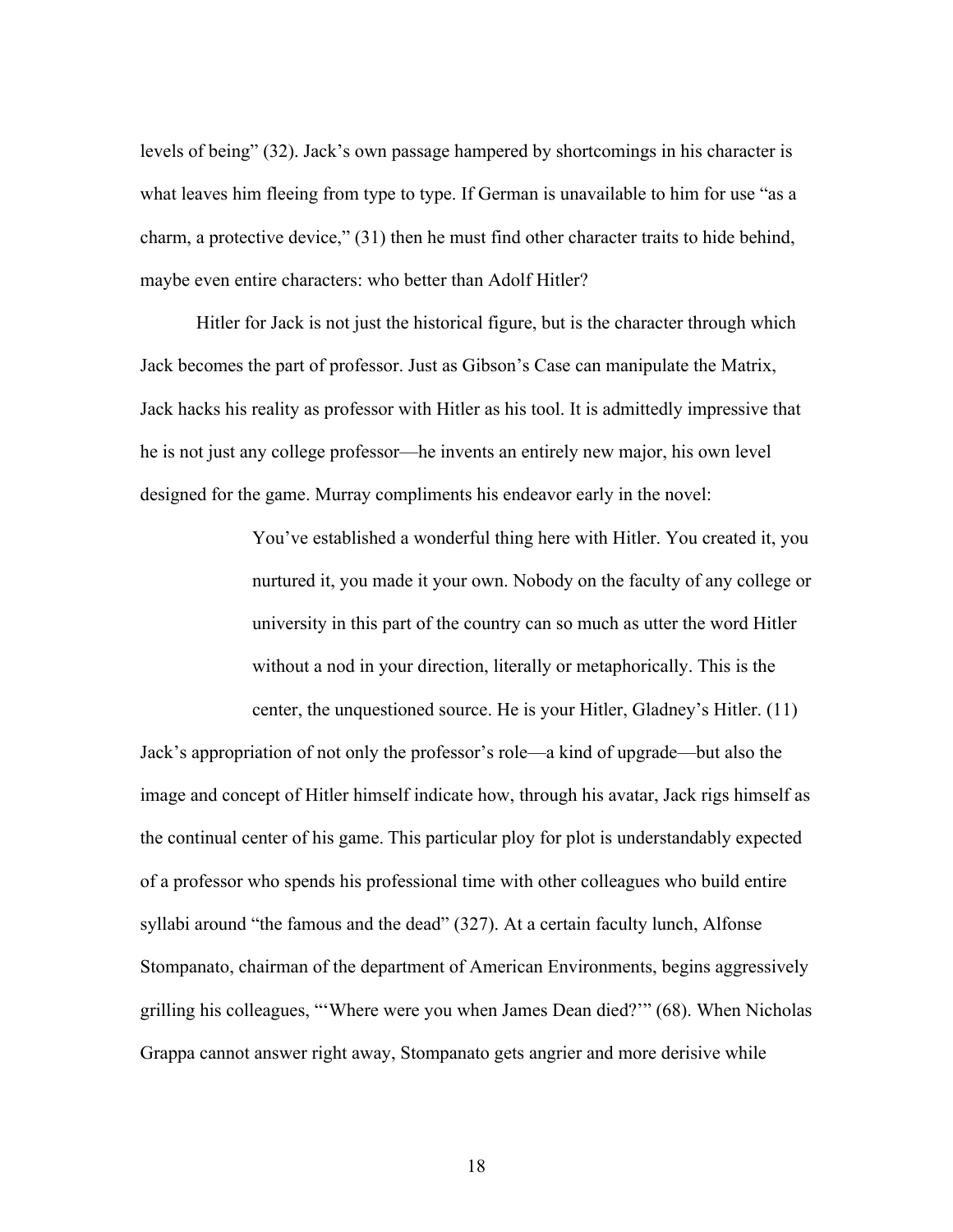levels of being" (32). Jack's own passage hampered by shortcomings in his character is what leaves him fleeing from type to type. If German is unavailable to him for use "as a charm, a protective device," (31) then he must find other character traits to hide behind, maybe even entire characters: who better than Adolf Hitler?

Hitler for Jack is not just the historical figure, but is the character through which Jack becomes the part of professor. Just as Gibson's Case can manipulate the Matrix, Jack hacks his reality as professor with Hitler as his tool. It is admittedly impressive that he is not just any college professor—he invents an entirely new major, his own level designed for the game. Murray compliments his endeavor early in the novel:

> You've established a wonderful thing here with Hitler. You created it, you nurtured it, you made it your own. Nobody on the faculty of any college or university in this part of the country can so much as utter the word Hitler without a nod in your direction, literally or metaphorically. This is the center, the unquestioned source. He is your Hitler, Gladney's Hitler. (11)

Jack's appropriation of not only the professor's role—a kind of upgrade—but also the image and concept of Hitler himself indicate how, through his avatar, Jack rigs himself as the continual center of his game. This particular ploy for plot is understandably expected of a professor who spends his professional time with other colleagues who build entire syllabi around "the famous and the dead" (327). At a certain faculty lunch, Alfonse Stompanato, chairman of the department of American Environments, begins aggressively grilling his colleagues, "'Where were you when James Dean died?'" (68). When Nicholas Grappa cannot answer right away, Stompanato gets angrier and more derisive while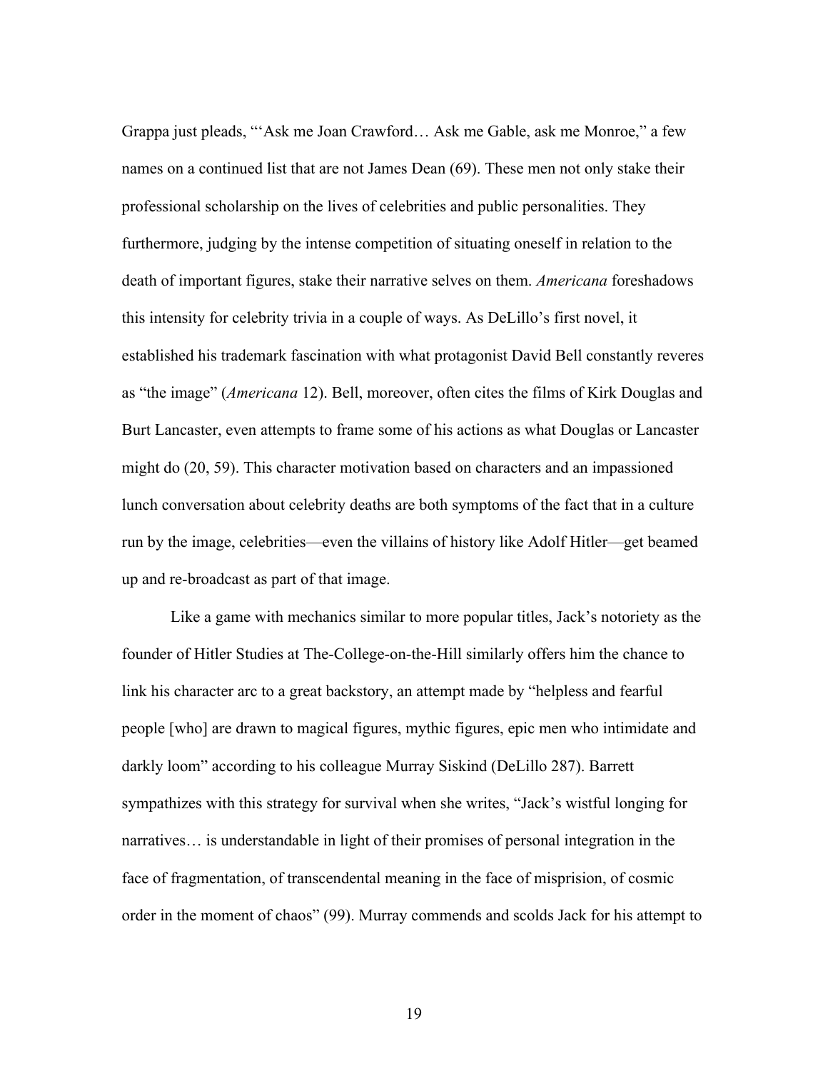Grappa just pleads, "'Ask me Joan Crawford… Ask me Gable, ask me Monroe," a few names on a continued list that are not James Dean (69). These men not only stake their professional scholarship on the lives of celebrities and public personalities. They furthermore, judging by the intense competition of situating oneself in relation to the death of important figures, stake their narrative selves on them. *Americana* foreshadows this intensity for celebrity trivia in a couple of ways. As DeLillo's first novel, it established his trademark fascination with what protagonist David Bell constantly reveres as "the image" (*Americana* 12). Bell, moreover, often cites the films of Kirk Douglas and Burt Lancaster, even attempts to frame some of his actions as what Douglas or Lancaster might do (20, 59). This character motivation based on characters and an impassioned lunch conversation about celebrity deaths are both symptoms of the fact that in a culture run by the image, celebrities—even the villains of history like Adolf Hitler—get beamed up and re-broadcast as part of that image.

Like a game with mechanics similar to more popular titles, Jack's notoriety as the founder of Hitler Studies at The-College-on-the-Hill similarly offers him the chance to link his character arc to a great backstory, an attempt made by "helpless and fearful people [who] are drawn to magical figures, mythic figures, epic men who intimidate and darkly loom" according to his colleague Murray Siskind (DeLillo 287). Barrett sympathizes with this strategy for survival when she writes, "Jack's wistful longing for narratives… is understandable in light of their promises of personal integration in the face of fragmentation, of transcendental meaning in the face of misprision, of cosmic order in the moment of chaos" (99). Murray commends and scolds Jack for his attempt to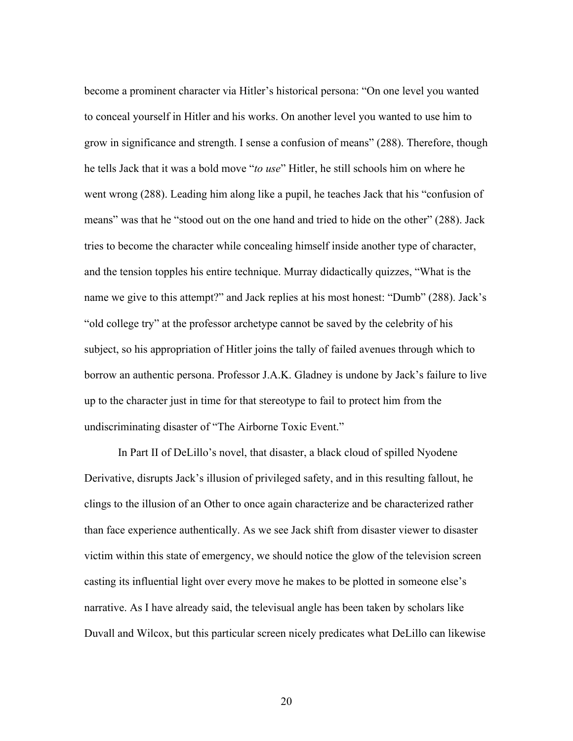become a prominent character via Hitler's historical persona: "On one level you wanted to conceal yourself in Hitler and his works. On another level you wanted to use him to grow in significance and strength. I sense a confusion of means" (288). Therefore, though he tells Jack that it was a bold move "*to use*" Hitler, he still schools him on where he went wrong (288). Leading him along like a pupil, he teaches Jack that his "confusion of means" was that he "stood out on the one hand and tried to hide on the other" (288). Jack tries to become the character while concealing himself inside another type of character, and the tension topples his entire technique. Murray didactically quizzes, "What is the name we give to this attempt?" and Jack replies at his most honest: "Dumb" (288). Jack's "old college try" at the professor archetype cannot be saved by the celebrity of his subject, so his appropriation of Hitler joins the tally of failed avenues through which to borrow an authentic persona. Professor J.A.K. Gladney is undone by Jack's failure to live up to the character just in time for that stereotype to fail to protect him from the undiscriminating disaster of "The Airborne Toxic Event."

In Part II of DeLillo's novel, that disaster, a black cloud of spilled Nyodene Derivative, disrupts Jack's illusion of privileged safety, and in this resulting fallout, he clings to the illusion of an Other to once again characterize and be characterized rather than face experience authentically. As we see Jack shift from disaster viewer to disaster victim within this state of emergency, we should notice the glow of the television screen casting its influential light over every move he makes to be plotted in someone else's narrative. As I have already said, the televisual angle has been taken by scholars like Duvall and Wilcox, but this particular screen nicely predicates what DeLillo can likewise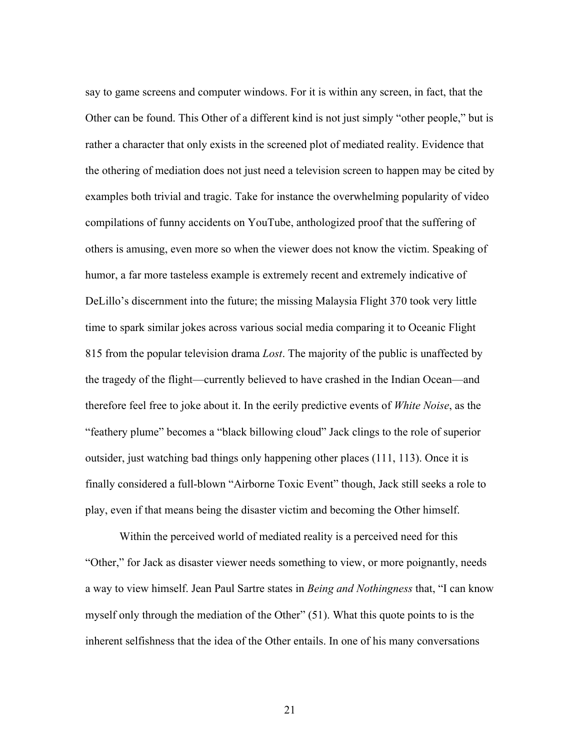say to game screens and computer windows. For it is within any screen, in fact, that the Other can be found. This Other of a different kind is not just simply "other people," but is rather a character that only exists in the screened plot of mediated reality. Evidence that the othering of mediation does not just need a television screen to happen may be cited by examples both trivial and tragic. Take for instance the overwhelming popularity of video compilations of funny accidents on YouTube, anthologized proof that the suffering of others is amusing, even more so when the viewer does not know the victim. Speaking of humor, a far more tasteless example is extremely recent and extremely indicative of DeLillo's discernment into the future; the missing Malaysia Flight 370 took very little time to spark similar jokes across various social media comparing it to Oceanic Flight 815 from the popular television drama *Lost*. The majority of the public is unaffected by the tragedy of the flight—currently believed to have crashed in the Indian Ocean—and therefore feel free to joke about it. In the eerily predictive events of *White Noise*, as the "feathery plume" becomes a "black billowing cloud" Jack clings to the role of superior outsider, just watching bad things only happening other places (111, 113). Once it is finally considered a full-blown "Airborne Toxic Event" though, Jack still seeks a role to play, even if that means being the disaster victim and becoming the Other himself.

Within the perceived world of mediated reality is a perceived need for this "Other," for Jack as disaster viewer needs something to view, or more poignantly, needs a way to view himself. Jean Paul Sartre states in *Being and Nothingness* that, "I can know myself only through the mediation of the Other" (51). What this quote points to is the inherent selfishness that the idea of the Other entails. In one of his many conversations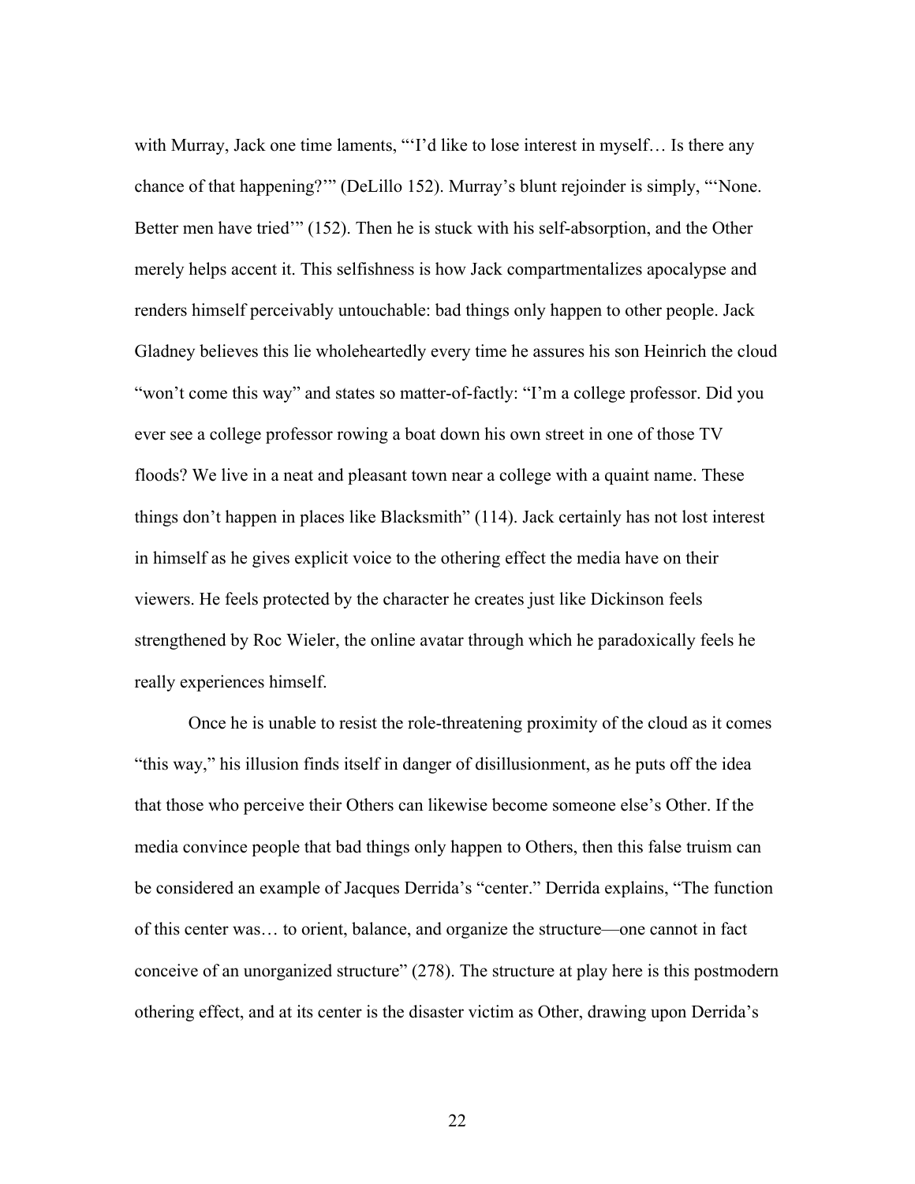with Murray, Jack one time laments, "'I'd like to lose interest in myself… Is there any chance of that happening?'" (DeLillo 152). Murray's blunt rejoinder is simply, "'None. Better men have tried'" (152). Then he is stuck with his self-absorption, and the Other merely helps accent it. This selfishness is how Jack compartmentalizes apocalypse and renders himself perceivably untouchable: bad things only happen to other people. Jack Gladney believes this lie wholeheartedly every time he assures his son Heinrich the cloud "won't come this way" and states so matter-of-factly: "I'm a college professor. Did you ever see a college professor rowing a boat down his own street in one of those TV floods? We live in a neat and pleasant town near a college with a quaint name. These things don't happen in places like Blacksmith" (114). Jack certainly has not lost interest in himself as he gives explicit voice to the othering effect the media have on their viewers. He feels protected by the character he creates just like Dickinson feels strengthened by Roc Wieler, the online avatar through which he paradoxically feels he really experiences himself.

Once he is unable to resist the role-threatening proximity of the cloud as it comes "this way," his illusion finds itself in danger of disillusionment, as he puts off the idea that those who perceive their Others can likewise become someone else's Other. If the media convince people that bad things only happen to Others, then this false truism can be considered an example of Jacques Derrida's "center." Derrida explains, "The function of this center was… to orient, balance, and organize the structure—one cannot in fact conceive of an unorganized structure" (278). The structure at play here is this postmodern othering effect, and at its center is the disaster victim as Other, drawing upon Derrida's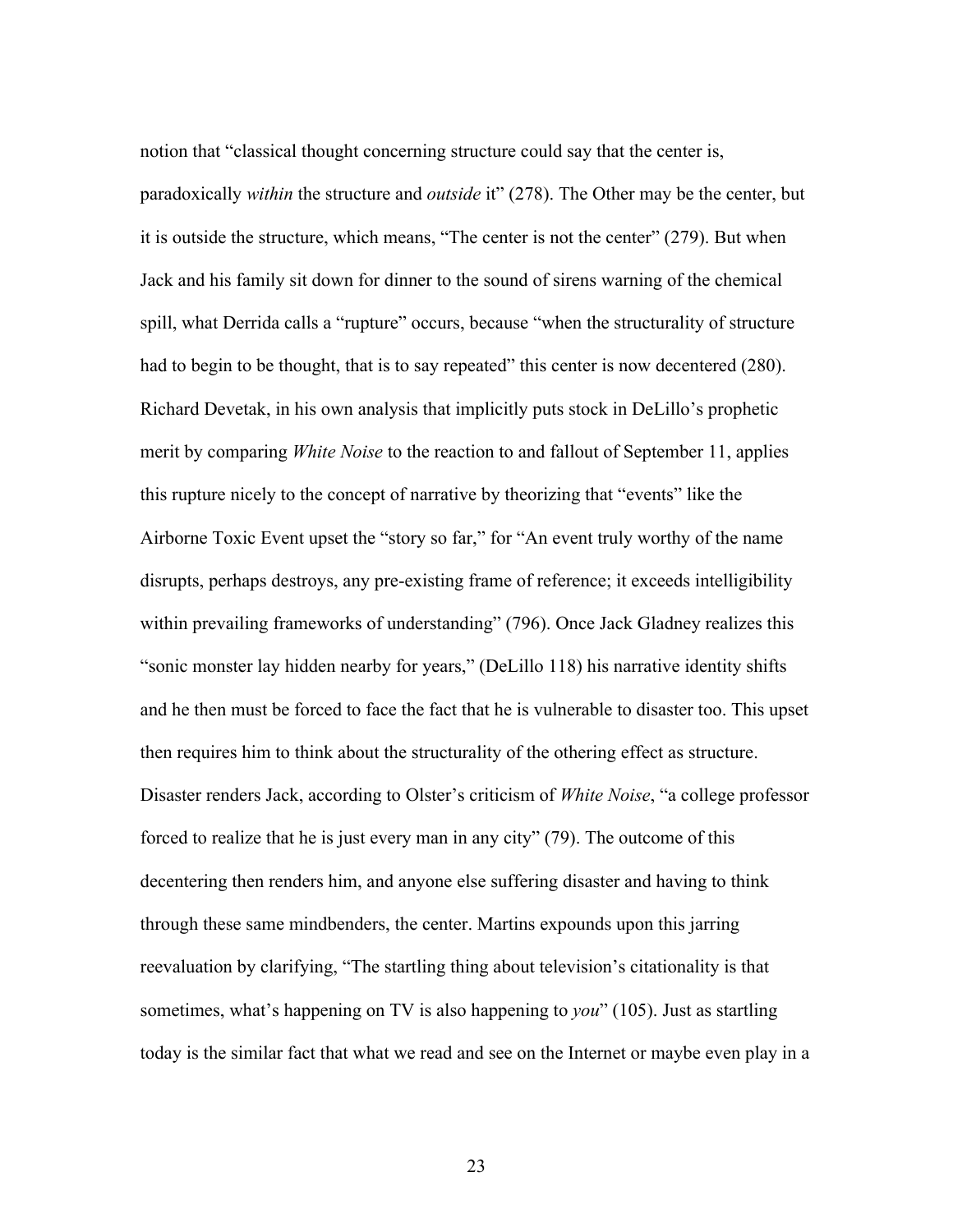notion that "classical thought concerning structure could say that the center is, paradoxically *within* the structure and *outside* it" (278). The Other may be the center, but it is outside the structure, which means, "The center is not the center" (279). But when Jack and his family sit down for dinner to the sound of sirens warning of the chemical spill, what Derrida calls a "rupture" occurs, because "when the structurality of structure had to begin to be thought, that is to say repeated" this center is now decentered (280). Richard Devetak, in his own analysis that implicitly puts stock in DeLillo's prophetic merit by comparing *White Noise* to the reaction to and fallout of September 11, applies this rupture nicely to the concept of narrative by theorizing that "events" like the Airborne Toxic Event upset the "story so far," for "An event truly worthy of the name disrupts, perhaps destroys, any pre-existing frame of reference; it exceeds intelligibility within prevailing frameworks of understanding" (796). Once Jack Gladney realizes this "sonic monster lay hidden nearby for years," (DeLillo 118) his narrative identity shifts and he then must be forced to face the fact that he is vulnerable to disaster too. This upset then requires him to think about the structurality of the othering effect as structure. Disaster renders Jack, according to Olster's criticism of *White Noise*, "a college professor forced to realize that he is just every man in any city" (79). The outcome of this decentering then renders him, and anyone else suffering disaster and having to think through these same mindbenders, the center. Martins expounds upon this jarring reevaluation by clarifying, "The startling thing about television's citationality is that sometimes, what's happening on TV is also happening to *you*" (105). Just as startling today is the similar fact that what we read and see on the Internet or maybe even play in a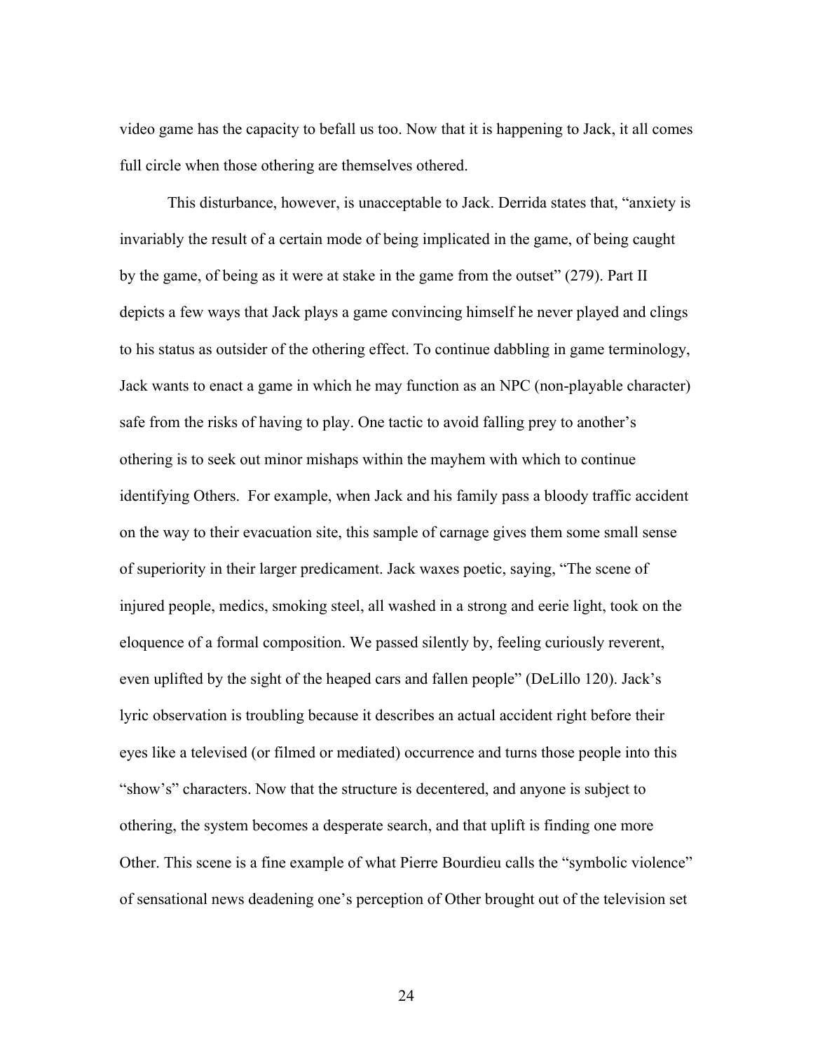video game has the capacity to befall us too. Now that it is happening to Jack, it all comes full circle when those othering are themselves othered.

This disturbance, however, is unacceptable to Jack. Derrida states that, "anxiety is invariably the result of a certain mode of being implicated in the game, of being caught by the game, of being as it were at stake in the game from the outset" (279). Part II depicts a few ways that Jack plays a game convincing himself he never played and clings to his status as outsider of the othering effect. To continue dabbling in game terminology, Jack wants to enact a game in which he may function as an NPC (non-playable character) safe from the risks of having to play. One tactic to avoid falling prey to another's othering is to seek out minor mishaps within the mayhem with which to continue identifying Others. For example, when Jack and his family pass a bloody traffic accident on the way to their evacuation site, this sample of carnage gives them some small sense of superiority in their larger predicament. Jack waxes poetic, saying, "The scene of injured people, medics, smoking steel, all washed in a strong and eerie light, took on the eloquence of a formal composition. We passed silently by, feeling curiously reverent, even uplifted by the sight of the heaped cars and fallen people" (DeLillo 120). Jack's lyric observation is troubling because it describes an actual accident right before their eyes like a televised (or filmed or mediated) occurrence and turns those people into this "show's" characters. Now that the structure is decentered, and anyone is subject to othering, the system becomes a desperate search, and that uplift is finding one more Other. This scene is a fine example of what Pierre Bourdieu calls the "symbolic violence" of sensational news deadening one's perception of Other brought out of the television set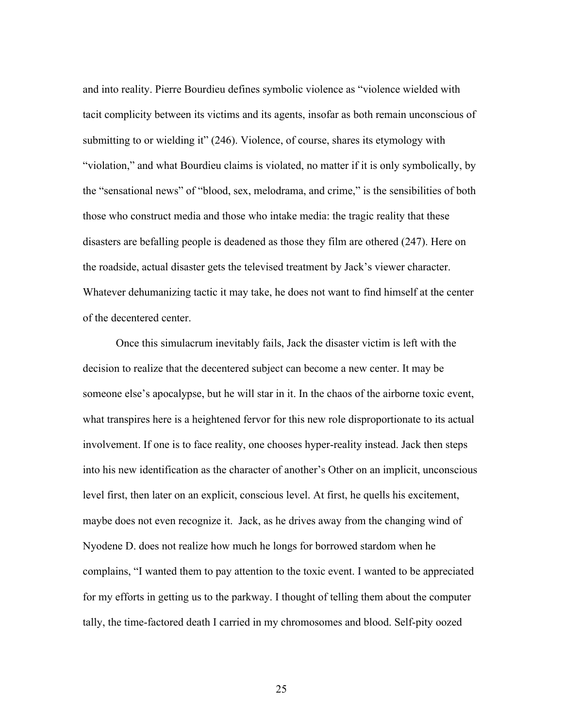and into reality. Pierre Bourdieu defines symbolic violence as "violence wielded with tacit complicity between its victims and its agents, insofar as both remain unconscious of submitting to or wielding it" (246). Violence, of course, shares its etymology with "violation," and what Bourdieu claims is violated, no matter if it is only symbolically, by the "sensational news" of "blood, sex, melodrama, and crime," is the sensibilities of both those who construct media and those who intake media: the tragic reality that these disasters are befalling people is deadened as those they film are othered (247). Here on the roadside, actual disaster gets the televised treatment by Jack's viewer character. Whatever dehumanizing tactic it may take, he does not want to find himself at the center of the decentered center.

Once this simulacrum inevitably fails, Jack the disaster victim is left with the decision to realize that the decentered subject can become a new center. It may be someone else's apocalypse, but he will star in it. In the chaos of the airborne toxic event, what transpires here is a heightened fervor for this new role disproportionate to its actual involvement. If one is to face reality, one chooses hyper-reality instead. Jack then steps into his new identification as the character of another's Other on an implicit, unconscious level first, then later on an explicit, conscious level. At first, he quells his excitement, maybe does not even recognize it. Jack, as he drives away from the changing wind of Nyodene D. does not realize how much he longs for borrowed stardom when he complains, "I wanted them to pay attention to the toxic event. I wanted to be appreciated for my efforts in getting us to the parkway. I thought of telling them about the computer tally, the time-factored death I carried in my chromosomes and blood. Self-pity oozed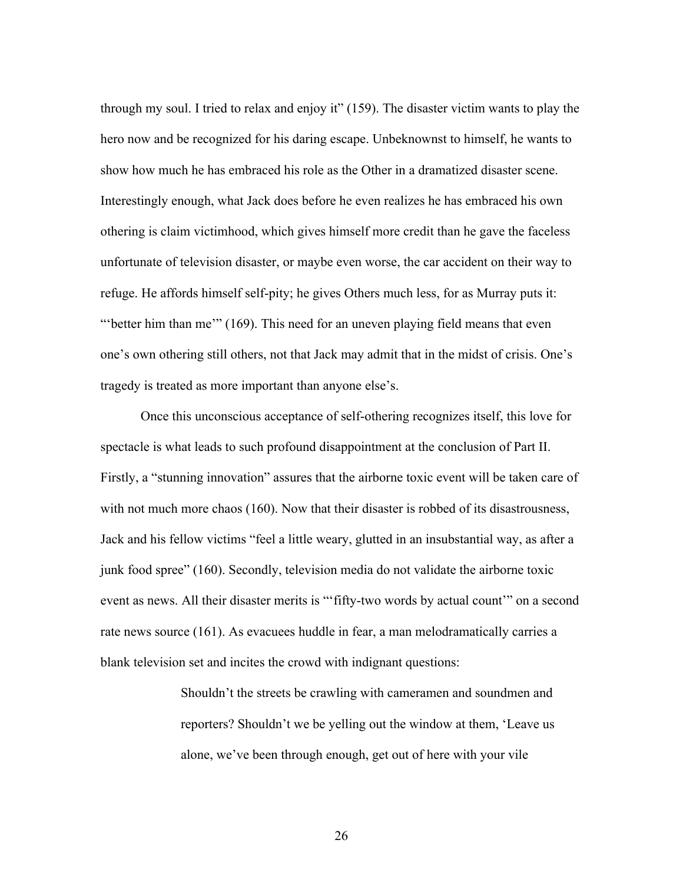through my soul. I tried to relax and enjoy it" (159). The disaster victim wants to play the hero now and be recognized for his daring escape. Unbeknownst to himself, he wants to show how much he has embraced his role as the Other in a dramatized disaster scene. Interestingly enough, what Jack does before he even realizes he has embraced his own othering is claim victimhood, which gives himself more credit than he gave the faceless unfortunate of television disaster, or maybe even worse, the car accident on their way to refuge. He affords himself self-pity; he gives Others much less, for as Murray puts it: "'better him than me'" (169). This need for an uneven playing field means that even one's own othering still others, not that Jack may admit that in the midst of crisis. One's tragedy is treated as more important than anyone else's.

Once this unconscious acceptance of self-othering recognizes itself, this love for spectacle is what leads to such profound disappointment at the conclusion of Part II. Firstly, a "stunning innovation" assures that the airborne toxic event will be taken care of with not much more chaos (160). Now that their disaster is robbed of its disastrousness, Jack and his fellow victims "feel a little weary, glutted in an insubstantial way, as after a junk food spree" (160). Secondly, television media do not validate the airborne toxic event as news. All their disaster merits is "'fifty-two words by actual count'" on a second rate news source (161). As evacuees huddle in fear, a man melodramatically carries a blank television set and incites the crowd with indignant questions:

> Shouldn't the streets be crawling with cameramen and soundmen and reporters? Shouldn't we be yelling out the window at them, 'Leave us alone, we've been through enough, get out of here with your vile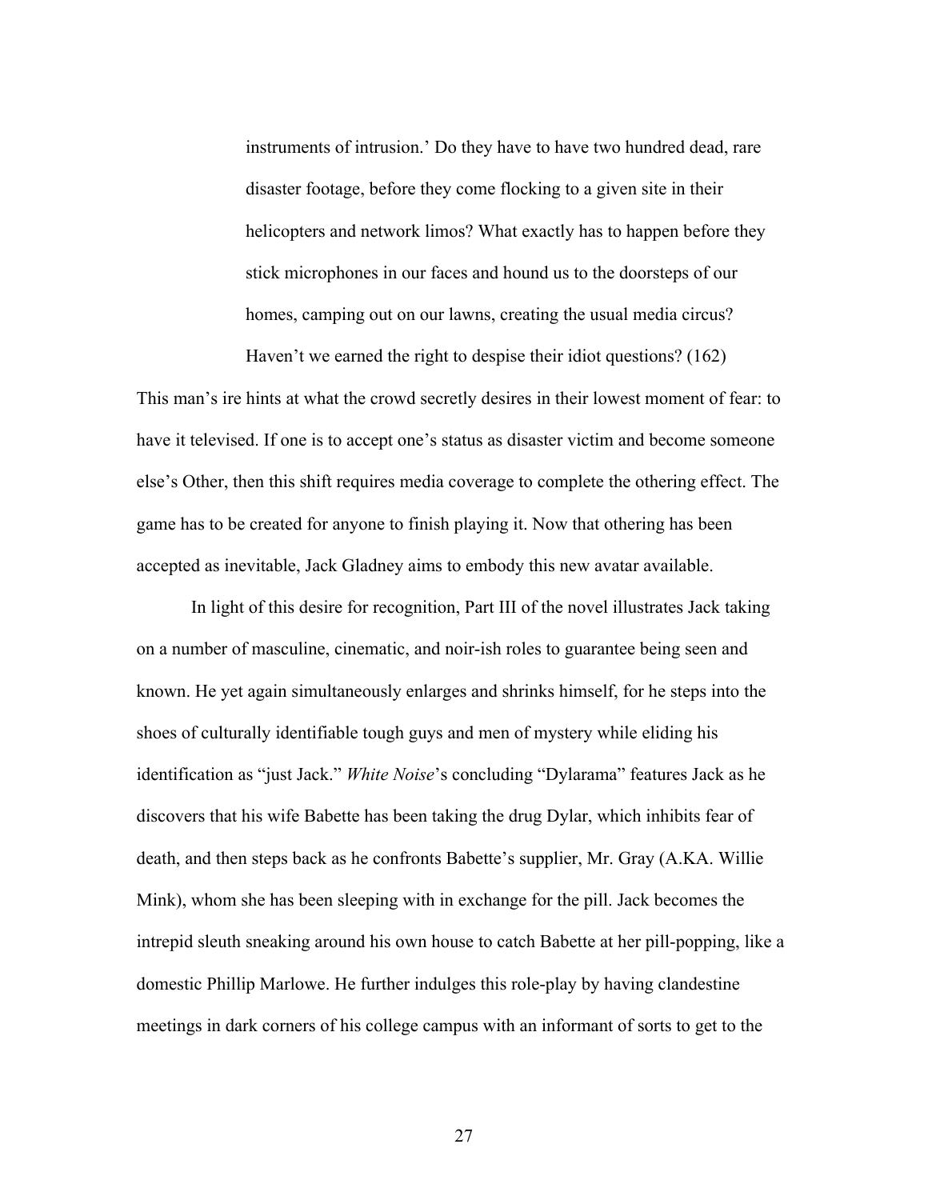> instruments of intrusion.' Do they have to have two hundred dead, rare disaster footage, before they come flocking to a given site in their helicopters and network limos? What exactly has to happen before they stick microphones in our faces and hound us to the doorsteps of our homes, camping out on our lawns, creating the usual media circus? Haven't we earned the right to despise their idiot questions? (162)

This man's ire hints at what the crowd secretly desires in their lowest moment of fear: to have it televised. If one is to accept one's status as disaster victim and become someone else's Other, then this shift requires media coverage to complete the othering effect. The game has to be created for anyone to finish playing it. Now that othering has been accepted as inevitable, Jack Gladney aims to embody this new avatar available.

In light of this desire for recognition, Part III of the novel illustrates Jack taking on a number of masculine, cinematic, and noir-ish roles to guarantee being seen and known. He yet again simultaneously enlarges and shrinks himself, for he steps into the shoes of culturally identifiable tough guys and men of mystery while eliding his identification as "just Jack." *White Noise*'s concluding "Dylarama" features Jack as he discovers that his wife Babette has been taking the drug Dylar, which inhibits fear of death, and then steps back as he confronts Babette's supplier, Mr. Gray (A.KA. Willie Mink), whom she has been sleeping with in exchange for the pill. Jack becomes the intrepid sleuth sneaking around his own house to catch Babette at her pill-popping, like a domestic Phillip Marlowe. He further indulges this role-play by having clandestine meetings in dark corners of his college campus with an informant of sorts to get to the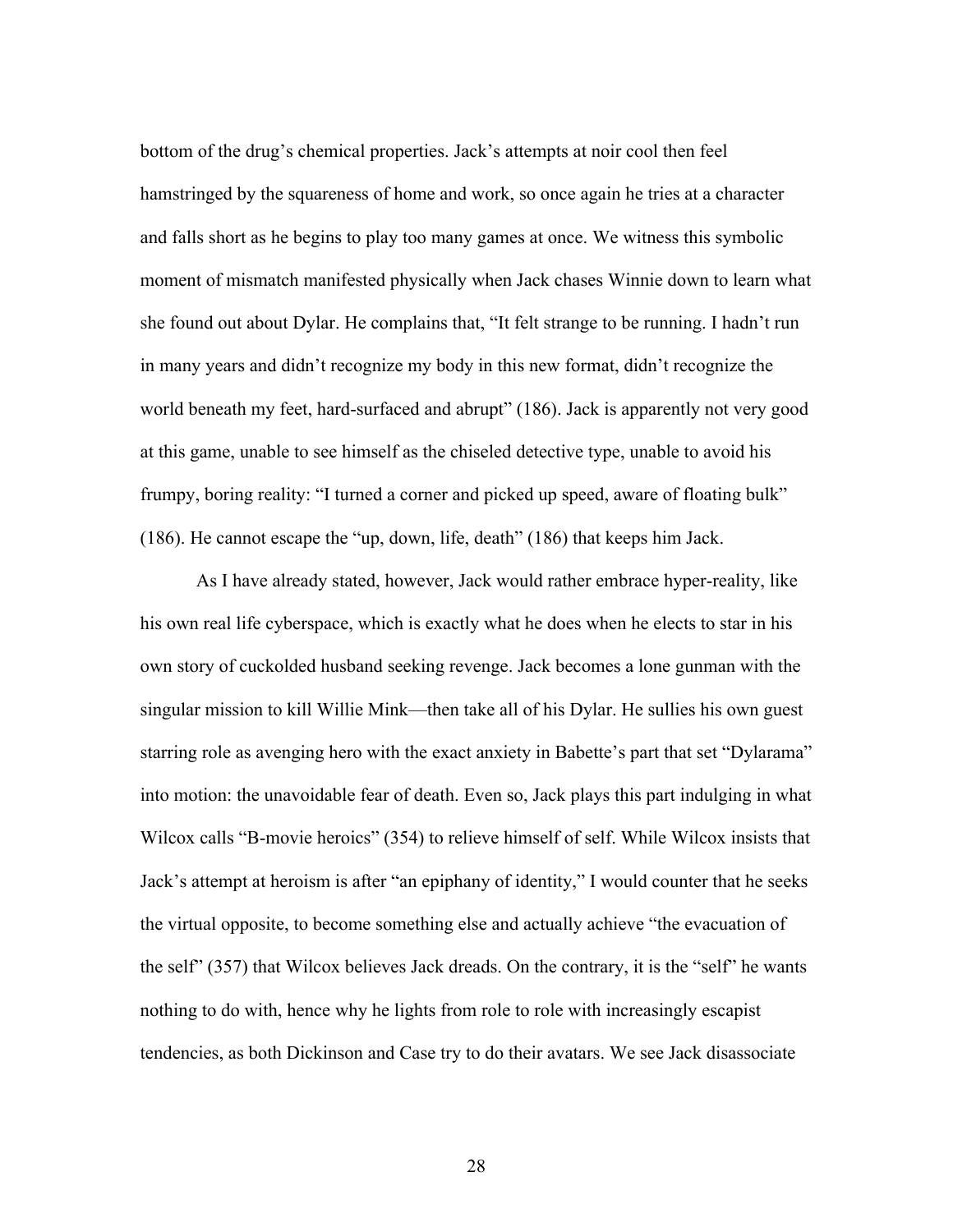bottom of the drug's chemical properties. Jack's attempts at noir cool then feel hamstringed by the squareness of home and work, so once again he tries at a character and falls short as he begins to play too many games at once. We witness this symbolic moment of mismatch manifested physically when Jack chases Winnie down to learn what she found out about Dylar. He complains that, "It felt strange to be running. I hadn't run in many years and didn't recognize my body in this new format, didn't recognize the world beneath my feet, hard-surfaced and abrupt" (186). Jack is apparently not very good at this game, unable to see himself as the chiseled detective type, unable to avoid his frumpy, boring reality: "I turned a corner and picked up speed, aware of floating bulk" (186). He cannot escape the "up, down, life, death" (186) that keeps him Jack.

As I have already stated, however, Jack would rather embrace hyper-reality, like his own real life cyberspace, which is exactly what he does when he elects to star in his own story of cuckolded husband seeking revenge. Jack becomes a lone gunman with the singular mission to kill Willie Mink—then take all of his Dylar. He sullies his own guest starring role as avenging hero with the exact anxiety in Babette's part that set "Dylarama" into motion: the unavoidable fear of death. Even so, Jack plays this part indulging in what Wilcox calls "B-movie heroics" (354) to relieve himself of self. While Wilcox insists that Jack's attempt at heroism is after "an epiphany of identity," I would counter that he seeks the virtual opposite, to become something else and actually achieve "the evacuation of the self" (357) that Wilcox believes Jack dreads. On the contrary, it is the "self" he wants nothing to do with, hence why he lights from role to role with increasingly escapist tendencies, as both Dickinson and Case try to do their avatars. We see Jack disassociate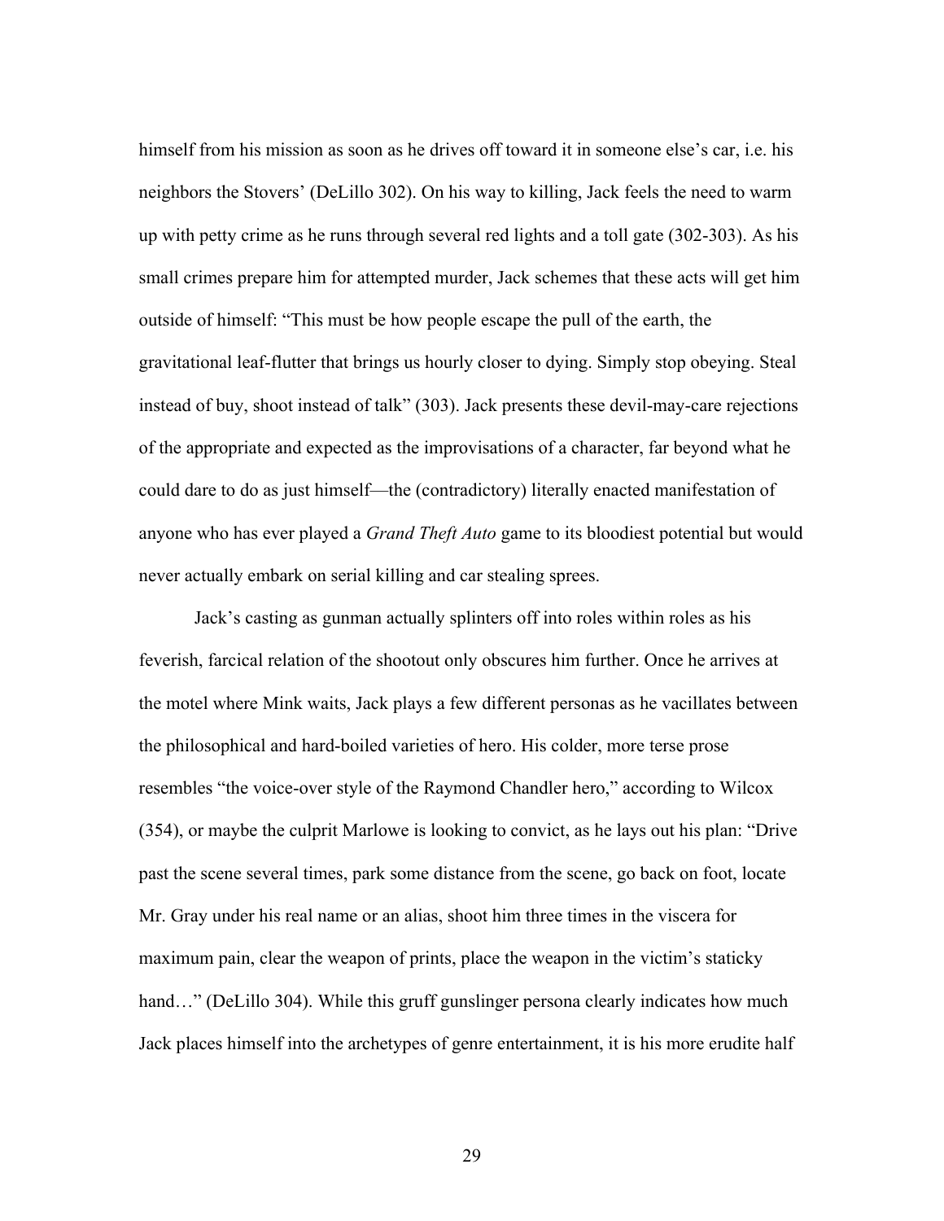himself from his mission as soon as he drives off toward it in someone else's car, i.e. his neighbors the Stovers' (DeLillo 302). On his way to killing, Jack feels the need to warm up with petty crime as he runs through several red lights and a toll gate (302-303). As his small crimes prepare him for attempted murder, Jack schemes that these acts will get him outside of himself: "This must be how people escape the pull of the earth, the gravitational leaf-flutter that brings us hourly closer to dying. Simply stop obeying. Steal instead of buy, shoot instead of talk" (303). Jack presents these devil-may-care rejections of the appropriate and expected as the improvisations of a character, far beyond what he could dare to do as just himself—the (contradictory) literally enacted manifestation of anyone who has ever played a *Grand Theft Auto* game to its bloodiest potential but would never actually embark on serial killing and car stealing sprees.

Jack's casting as gunman actually splinters off into roles within roles as his feverish, farcical relation of the shootout only obscures him further. Once he arrives at the motel where Mink waits, Jack plays a few different personas as he vacillates between the philosophical and hard-boiled varieties of hero. His colder, more terse prose resembles "the voice-over style of the Raymond Chandler hero," according to Wilcox (354), or maybe the culprit Marlowe is looking to convict, as he lays out his plan: "Drive past the scene several times, park some distance from the scene, go back on foot, locate Mr. Gray under his real name or an alias, shoot him three times in the viscera for maximum pain, clear the weapon of prints, place the weapon in the victim's staticky hand…" (DeLillo 304). While this gruff gunslinger persona clearly indicates how much Jack places himself into the archetypes of genre entertainment, it is his more erudite half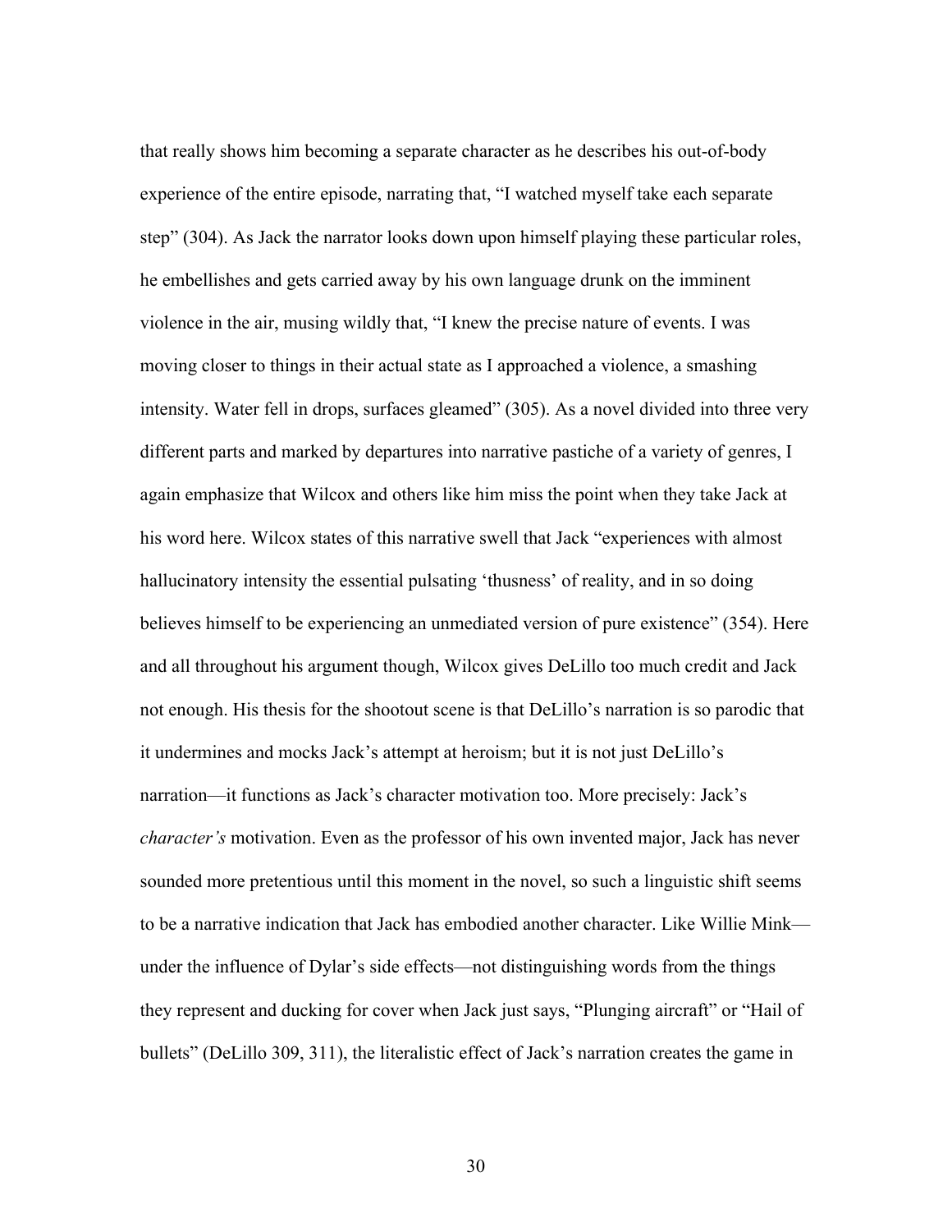that really shows him becoming a separate character as he describes his out-of-body experience of the entire episode, narrating that, "I watched myself take each separate step" (304). As Jack the narrator looks down upon himself playing these particular roles, he embellishes and gets carried away by his own language drunk on the imminent violence in the air, musing wildly that, "I knew the precise nature of events. I was moving closer to things in their actual state as I approached a violence, a smashing intensity. Water fell in drops, surfaces gleamed" (305). As a novel divided into three very different parts and marked by departures into narrative pastiche of a variety of genres, I again emphasize that Wilcox and others like him miss the point when they take Jack at his word here. Wilcox states of this narrative swell that Jack "experiences with almost hallucinatory intensity the essential pulsating 'thusness' of reality, and in so doing believes himself to be experiencing an unmediated version of pure existence" (354). Here and all throughout his argument though, Wilcox gives DeLillo too much credit and Jack not enough. His thesis for the shootout scene is that DeLillo's narration is so parodic that it undermines and mocks Jack's attempt at heroism; but it is not just DeLillo's narration—it functions as Jack's character motivation too. More precisely: Jack's *character's* motivation. Even as the professor of his own invented major, Jack has never sounded more pretentious until this moment in the novel, so such a linguistic shift seems to be a narrative indication that Jack has embodied another character. Like Willie Mink—under the influence of Dylar's side effects—not distinguishing words from the things they represent and ducking for cover when Jack just says, "Plunging aircraft" or "Hail of bullets" (DeLillo 309, 311), the literalistic effect of Jack's narration creates the game in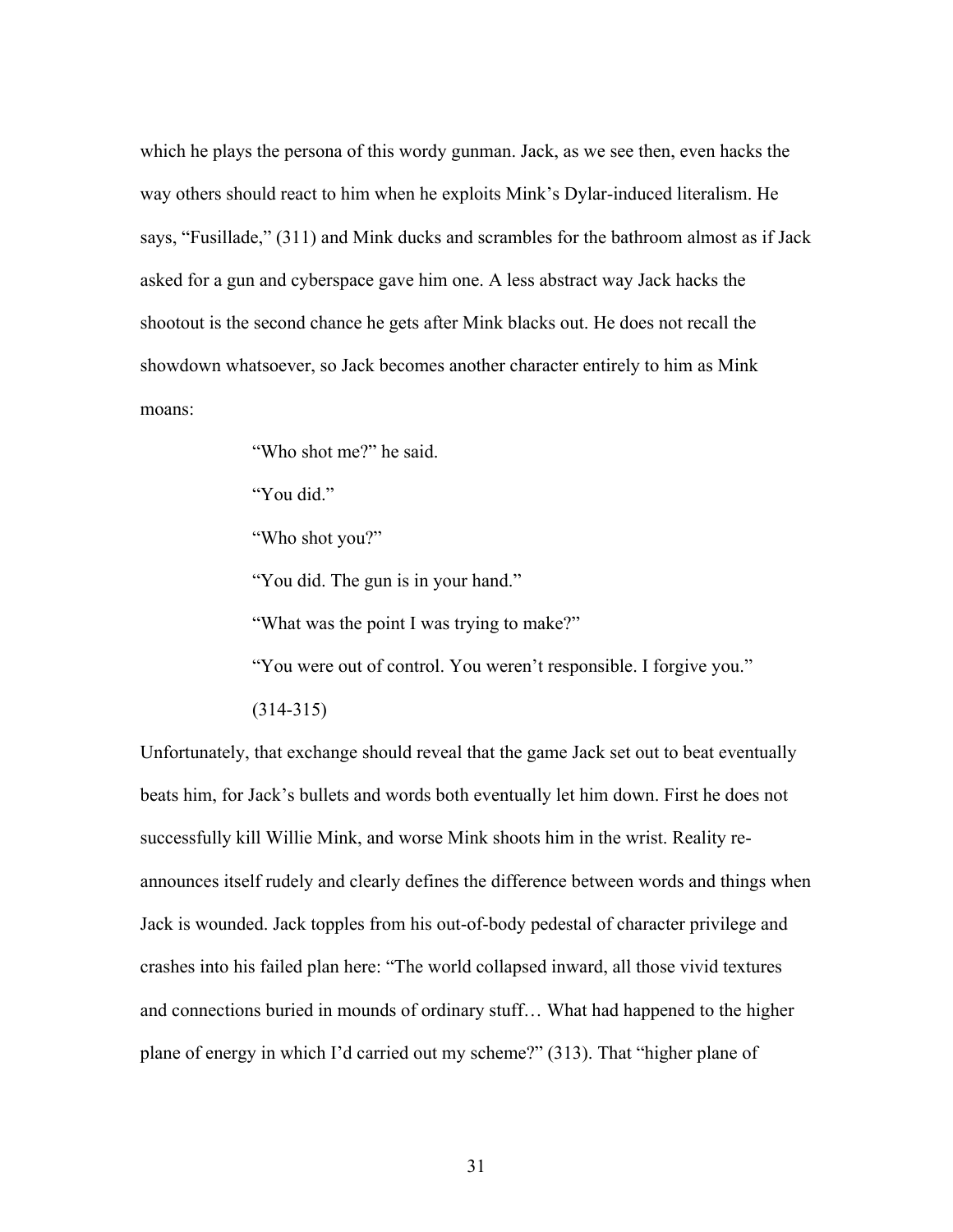which he plays the persona of this wordy gunman. Jack, as we see then, even hacks the way others should react to him when he exploits Mink's Dylar-induced literalism. He says, "Fusillade," (311) and Mink ducks and scrambles for the bathroom almost as if Jack asked for a gun and cyberspace gave him one. A less abstract way Jack hacks the shootout is the second chance he gets after Mink blacks out. He does not recall the showdown whatsoever, so Jack becomes another character entirely to him as Mink moans:

> "Who shot me?" he said.
>
> "You did."
>
> "Who shot you?"
>
> "You did. The gun is in your hand."
>
> "What was the point I was trying to make?"
>
> "You were out of control. You weren't responsible. I forgive you."
>
> (314-315)

Unfortunately, that exchange should reveal that the game Jack set out to beat eventually beats him, for Jack's bullets and words both eventually let him down. First he does not successfully kill Willie Mink, and worse Mink shoots him in the wrist. Reality re-announces itself rudely and clearly defines the difference between words and things when Jack is wounded. Jack topples from his out-of-body pedestal of character privilege and crashes into his failed plan here: "The world collapsed inward, all those vivid textures and connections buried in mounds of ordinary stuff… What had happened to the higher plane of energy in which I'd carried out my scheme?" (313). That "higher plane of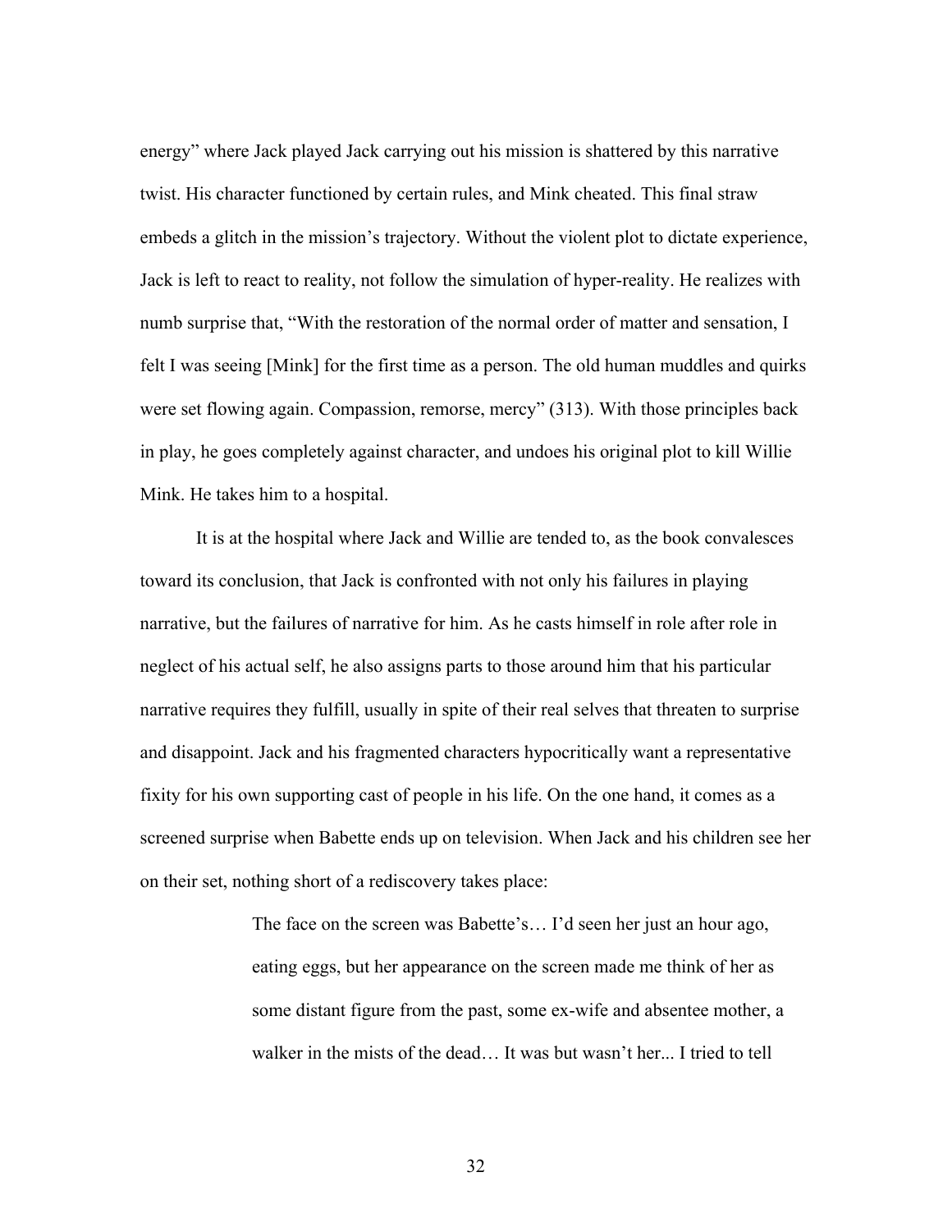energy" where Jack played Jack carrying out his mission is shattered by this narrative twist. His character functioned by certain rules, and Mink cheated. This final straw embeds a glitch in the mission's trajectory. Without the violent plot to dictate experience, Jack is left to react to reality, not follow the simulation of hyper-reality. He realizes with numb surprise that, "With the restoration of the normal order of matter and sensation, I felt I was seeing [Mink] for the first time as a person. The old human muddles and quirks were set flowing again. Compassion, remorse, mercy" (313). With those principles back in play, he goes completely against character, and undoes his original plot to kill Willie Mink. He takes him to a hospital.

It is at the hospital where Jack and Willie are tended to, as the book convalesces toward its conclusion, that Jack is confronted with not only his failures in playing narrative, but the failures of narrative for him. As he casts himself in role after role in neglect of his actual self, he also assigns parts to those around him that his particular narrative requires they fulfill, usually in spite of their real selves that threaten to surprise and disappoint. Jack and his fragmented characters hypocritically want a representative fixity for his own supporting cast of people in his life. On the one hand, it comes as a screened surprise when Babette ends up on television. When Jack and his children see her on their set, nothing short of a rediscovery takes place:

> The face on the screen was Babette's… I'd seen her just an hour ago, eating eggs, but her appearance on the screen made me think of her as some distant figure from the past, some ex-wife and absentee mother, a walker in the mists of the dead… It was but wasn't her... I tried to tell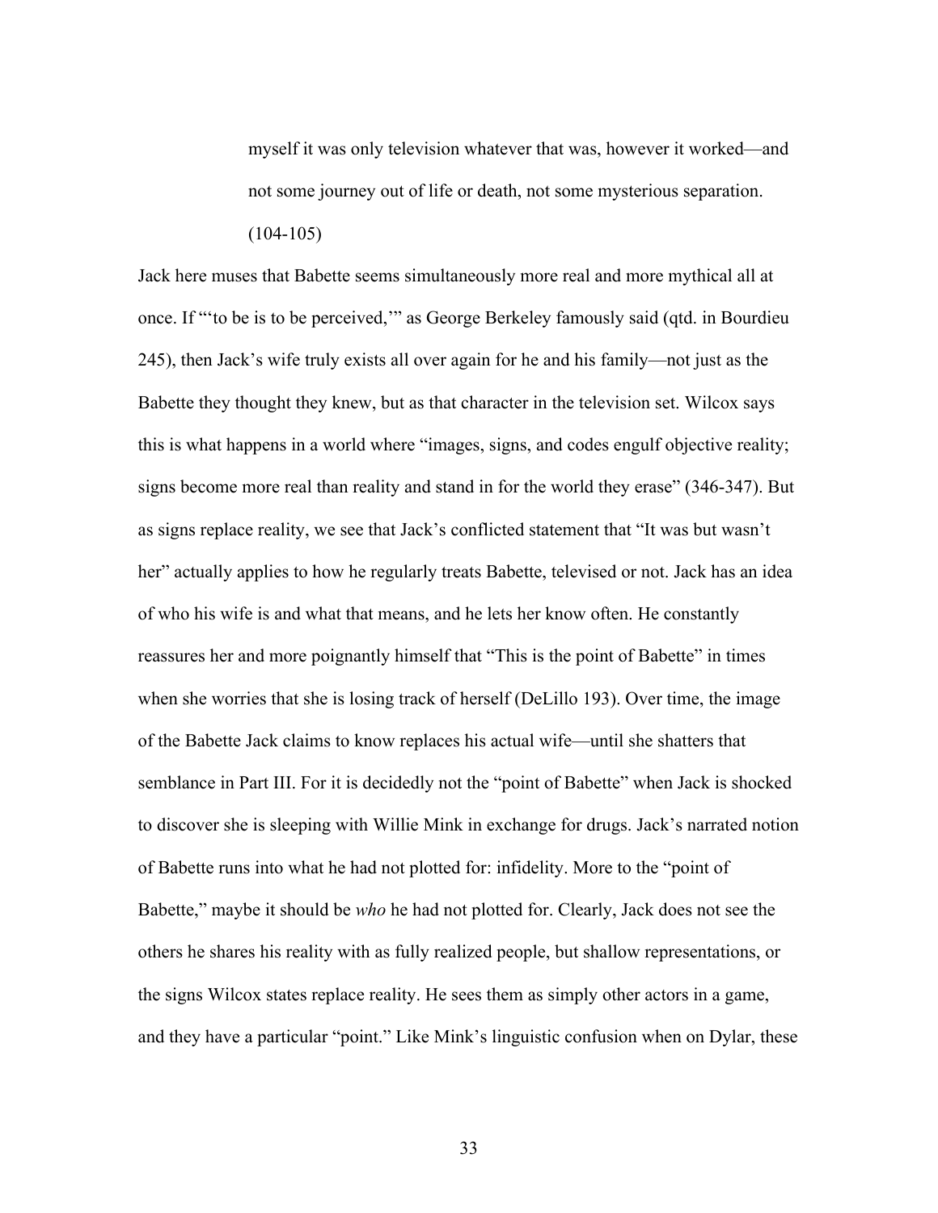> myself it was only television whatever that was, however it worked—and not some journey out of life or death, not some mysterious separation. (104-105)

Jack here muses that Babette seems simultaneously more real and more mythical all at once. If "'to be is to be perceived,'" as George Berkeley famously said (qtd. in Bourdieu 245), then Jack's wife truly exists all over again for he and his family—not just as the Babette they thought they knew, but as that character in the television set. Wilcox says this is what happens in a world where "images, signs, and codes engulf objective reality; signs become more real than reality and stand in for the world they erase" (346-347). But as signs replace reality, we see that Jack's conflicted statement that "It was but wasn't her" actually applies to how he regularly treats Babette, televised or not. Jack has an idea of who his wife is and what that means, and he lets her know often. He constantly reassures her and more poignantly himself that "This is the point of Babette" in times when she worries that she is losing track of herself (DeLillo 193). Over time, the image of the Babette Jack claims to know replaces his actual wife—until she shatters that semblance in Part III. For it is decidedly not the "point of Babette" when Jack is shocked to discover she is sleeping with Willie Mink in exchange for drugs. Jack's narrated notion of Babette runs into what he had not plotted for: infidelity. More to the "point of Babette," maybe it should be *who* he had not plotted for. Clearly, Jack does not see the others he shares his reality with as fully realized people, but shallow representations, or the signs Wilcox states replace reality. He sees them as simply other actors in a game, and they have a particular "point." Like Mink's linguistic confusion when on Dylar, these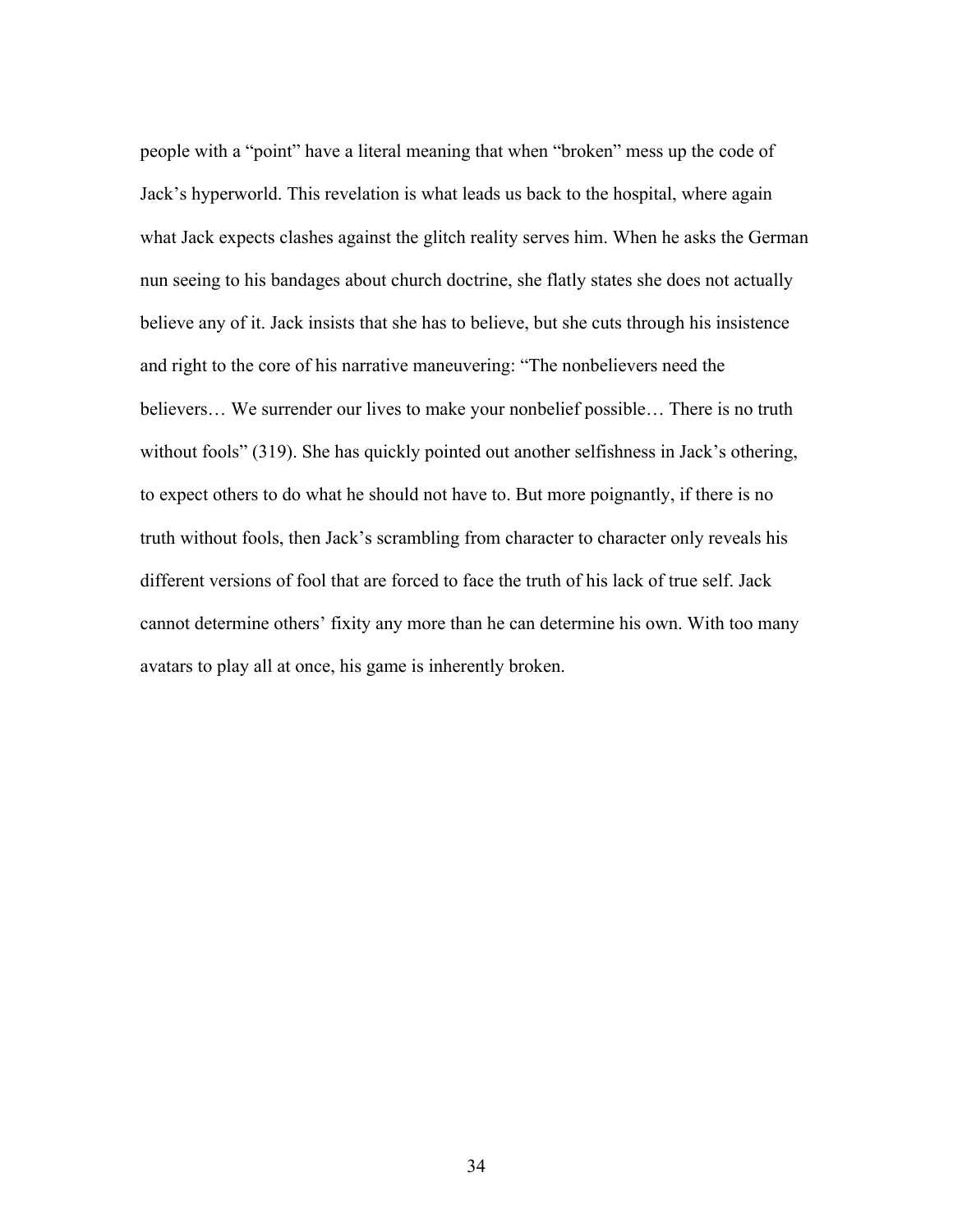people with a "point" have a literal meaning that when "broken" mess up the code of Jack's hyperworld. This revelation is what leads us back to the hospital, where again what Jack expects clashes against the glitch reality serves him. When he asks the German nun seeing to his bandages about church doctrine, she flatly states she does not actually believe any of it. Jack insists that she has to believe, but she cuts through his insistence and right to the core of his narrative maneuvering: "The nonbelievers need the believers… We surrender our lives to make your nonbelief possible… There is no truth without fools" (319). She has quickly pointed out another selfishness in Jack's othering, to expect others to do what he should not have to. But more poignantly, if there is no truth without fools, then Jack's scrambling from character to character only reveals his different versions of fool that are forced to face the truth of his lack of true self. Jack cannot determine others' fixity any more than he can determine his own. With too many avatars to play all at once, his game is inherently broken.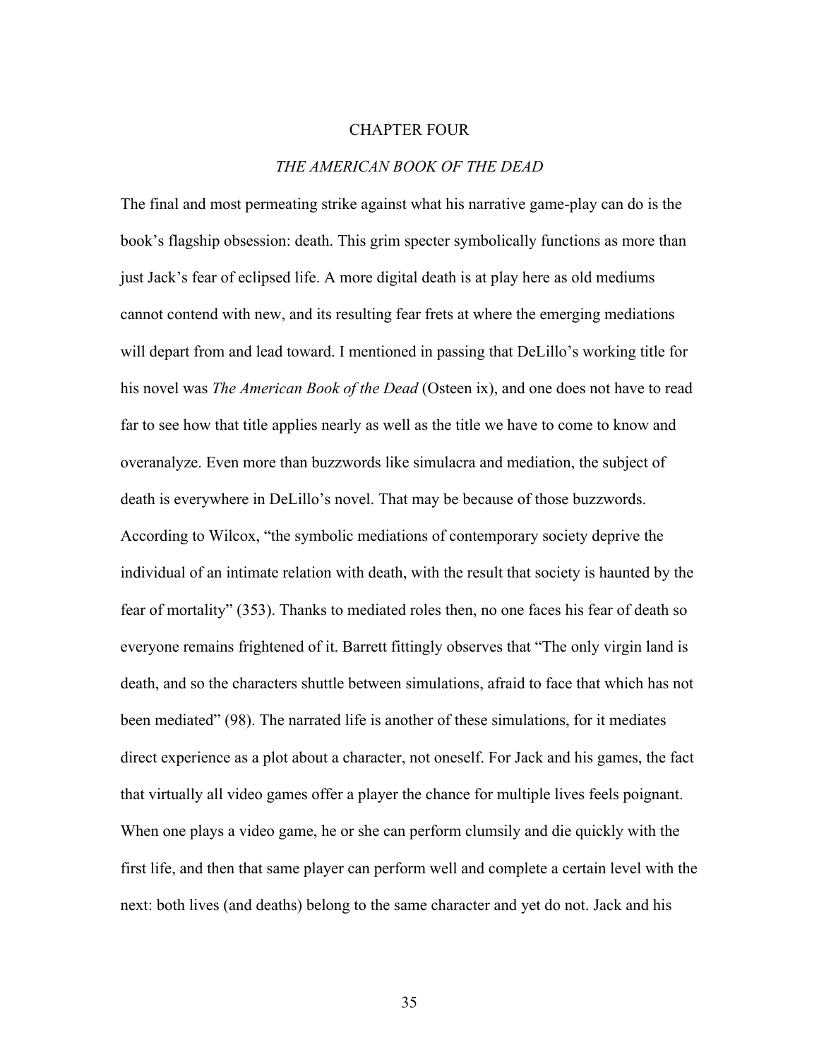# CHAPTER FOUR

## *THE AMERICAN BOOK OF THE DEAD*

The final and most permeating strike against what his narrative game-play can do is the book's flagship obsession: death. This grim specter symbolically functions as more than just Jack's fear of eclipsed life. A more digital death is at play here as old mediums cannot contend with new, and its resulting fear frets at where the emerging mediations will depart from and lead toward. I mentioned in passing that DeLillo's working title for his novel was *The American Book of the Dead* (Osteen ix), and one does not have to read far to see how that title applies nearly as well as the title we have to come to know and overanalyze. Even more than buzzwords like simulacra and mediation, the subject of death is everywhere in DeLillo's novel. That may be because of those buzzwords. According to Wilcox, "the symbolic mediations of contemporary society deprive the individual of an intimate relation with death, with the result that society is haunted by the fear of mortality" (353). Thanks to mediated roles then, no one faces his fear of death so everyone remains frightened of it. Barrett fittingly observes that "The only virgin land is death, and so the characters shuttle between simulations, afraid to face that which has not been mediated" (98). The narrated life is another of these simulations, for it mediates direct experience as a plot about a character, not oneself. For Jack and his games, the fact that virtually all video games offer a player the chance for multiple lives feels poignant. When one plays a video game, he or she can perform clumsily and die quickly with the first life, and then that same player can perform well and complete a certain level with the next: both lives (and deaths) belong to the same character and yet do not. Jack and his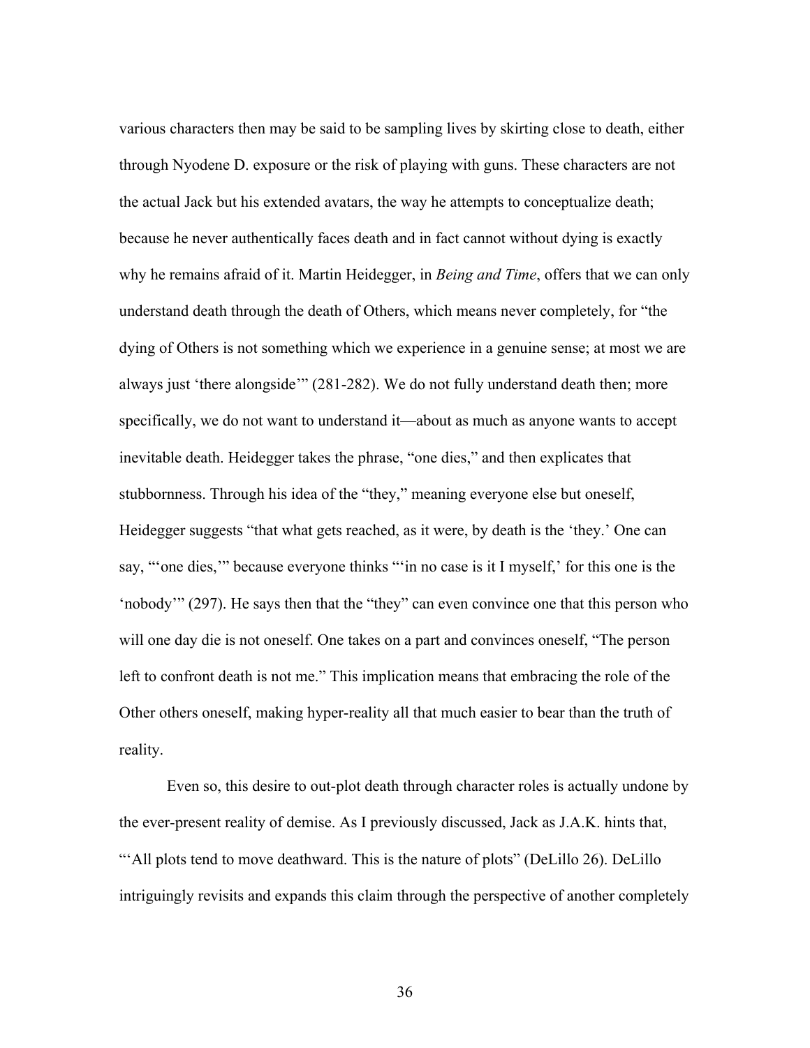various characters then may be said to be sampling lives by skirting close to death, either through Nyodene D. exposure or the risk of playing with guns. These characters are not the actual Jack but his extended avatars, the way he attempts to conceptualize death; because he never authentically faces death and in fact cannot without dying is exactly why he remains afraid of it. Martin Heidegger, in *Being and Time*, offers that we can only understand death through the death of Others, which means never completely, for "the dying of Others is not something which we experience in a genuine sense; at most we are always just 'there alongside'" (281-282). We do not fully understand death then; more specifically, we do not want to understand it—about as much as anyone wants to accept inevitable death. Heidegger takes the phrase, "one dies," and then explicates that stubbornness. Through his idea of the "they," meaning everyone else but oneself, Heidegger suggests "that what gets reached, as it were, by death is the 'they.' One can say, "'one dies,'" because everyone thinks "'in no case is it I myself,' for this one is the 'nobody'" (297). He says then that the "they" can even convince one that this person who will one day die is not oneself. One takes on a part and convinces oneself, "The person left to confront death is not me." This implication means that embracing the role of the Other others oneself, making hyper-reality all that much easier to bear than the truth of reality.

Even so, this desire to out-plot death through character roles is actually undone by the ever-present reality of demise. As I previously discussed, Jack as J.A.K. hints that, "'All plots tend to move deathward. This is the nature of plots" (DeLillo 26). DeLillo intriguingly revisits and expands this claim through the perspective of another completely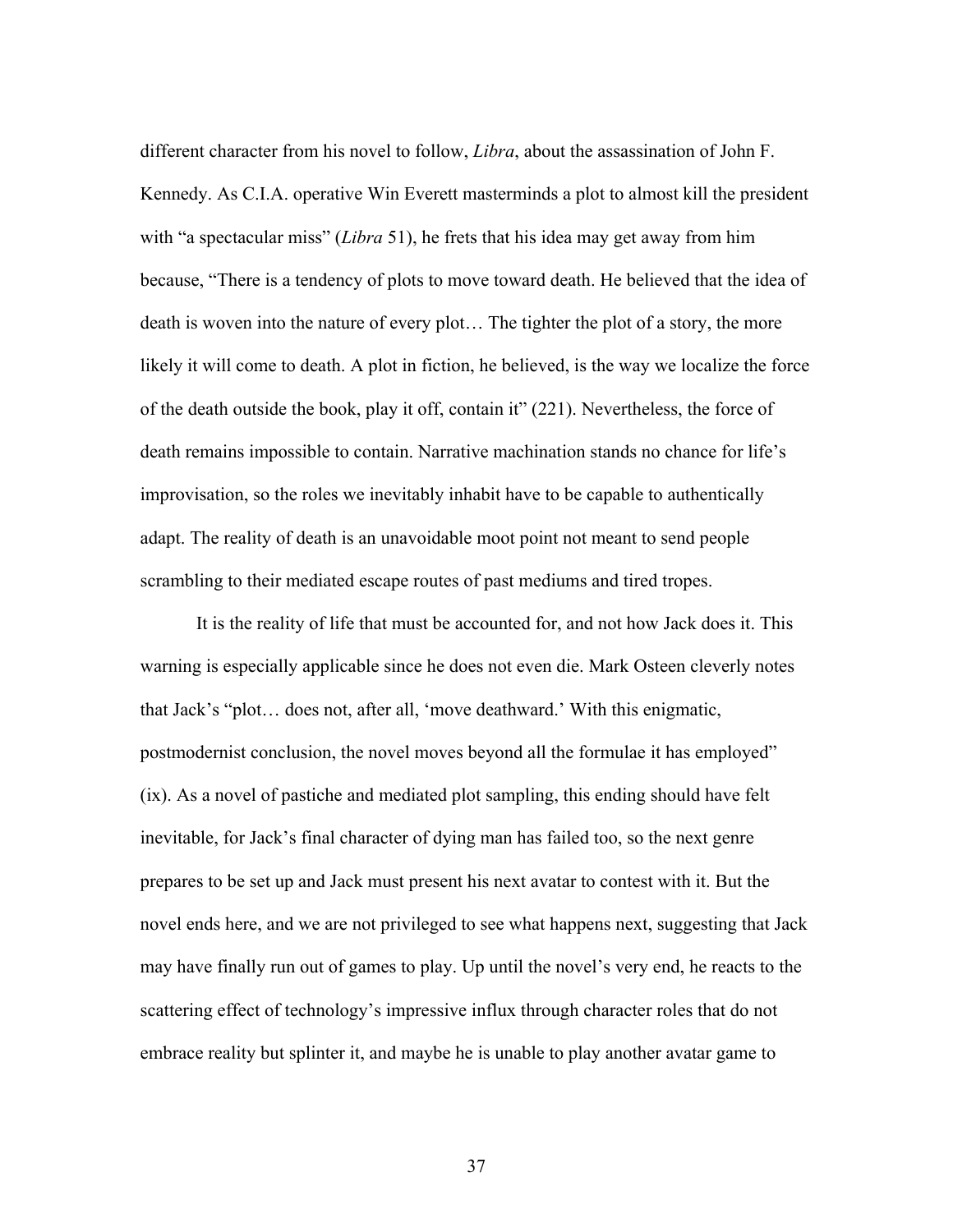different character from his novel to follow, *Libra*, about the assassination of John F. Kennedy. As C.I.A. operative Win Everett masterminds a plot to almost kill the president with "a spectacular miss" (*Libra* 51), he frets that his idea may get away from him because, "There is a tendency of plots to move toward death. He believed that the idea of death is woven into the nature of every plot… The tighter the plot of a story, the more likely it will come to death. A plot in fiction, he believed, is the way we localize the force of the death outside the book, play it off, contain it" (221). Nevertheless, the force of death remains impossible to contain. Narrative machination stands no chance for life's improvisation, so the roles we inevitably inhabit have to be capable to authentically adapt. The reality of death is an unavoidable moot point not meant to send people scrambling to their mediated escape routes of past mediums and tired tropes.

It is the reality of life that must be accounted for, and not how Jack does it. This warning is especially applicable since he does not even die. Mark Osteen cleverly notes that Jack's "plot… does not, after all, 'move deathward.' With this enigmatic, postmodernist conclusion, the novel moves beyond all the formulae it has employed" (ix). As a novel of pastiche and mediated plot sampling, this ending should have felt inevitable, for Jack's final character of dying man has failed too, so the next genre prepares to be set up and Jack must present his next avatar to contest with it. But the novel ends here, and we are not privileged to see what happens next, suggesting that Jack may have finally run out of games to play. Up until the novel's very end, he reacts to the scattering effect of technology's impressive influx through character roles that do not embrace reality but splinter it, and maybe he is unable to play another avatar game to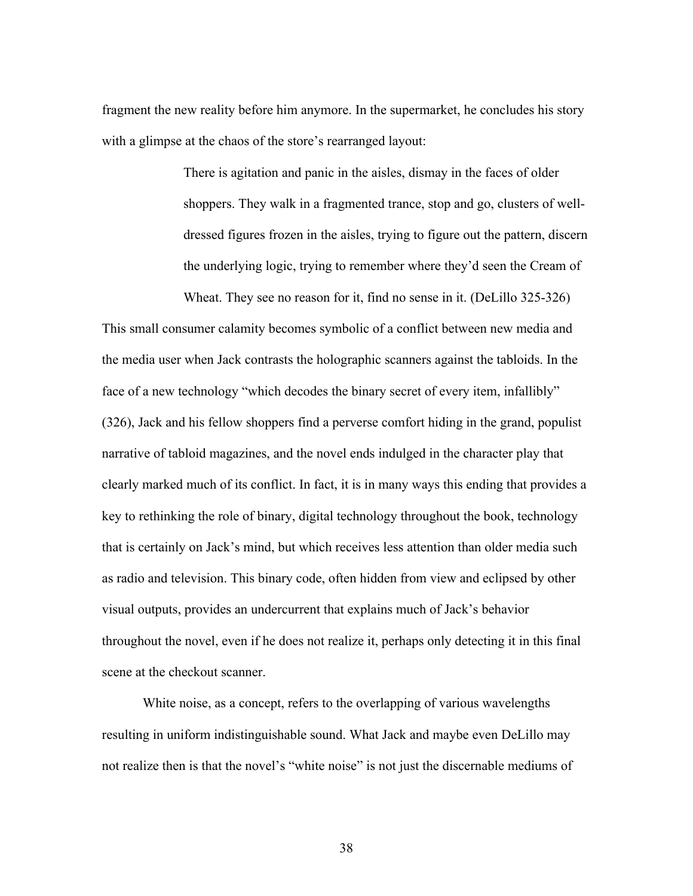fragment the new reality before him anymore. In the supermarket, he concludes his story with a glimpse at the chaos of the store's rearranged layout:

> There is agitation and panic in the aisles, dismay in the faces of older shoppers. They walk in a fragmented trance, stop and go, clusters of well-dressed figures frozen in the aisles, trying to figure out the pattern, discern the underlying logic, trying to remember where they'd seen the Cream of Wheat. They see no reason for it, find no sense in it. (DeLillo 325-326)

This small consumer calamity becomes symbolic of a conflict between new media and the media user when Jack contrasts the holographic scanners against the tabloids. In the face of a new technology "which decodes the binary secret of every item, infallibly" (326), Jack and his fellow shoppers find a perverse comfort hiding in the grand, populist narrative of tabloid magazines, and the novel ends indulged in the character play that clearly marked much of its conflict. In fact, it is in many ways this ending that provides a key to rethinking the role of binary, digital technology throughout the book, technology that is certainly on Jack's mind, but which receives less attention than older media such as radio and television. This binary code, often hidden from view and eclipsed by other visual outputs, provides an undercurrent that explains much of Jack's behavior throughout the novel, even if he does not realize it, perhaps only detecting it in this final scene at the checkout scanner.

White noise, as a concept, refers to the overlapping of various wavelengths resulting in uniform indistinguishable sound. What Jack and maybe even DeLillo may not realize then is that the novel's "white noise" is not just the discernable mediums of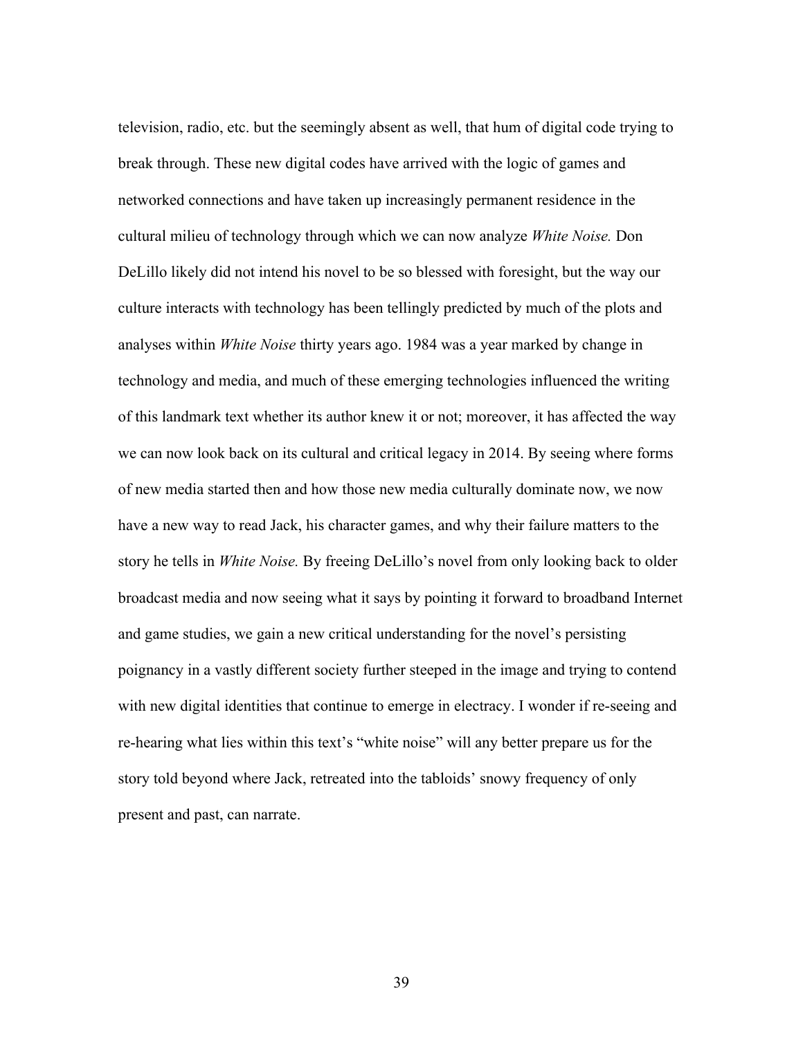television, radio, etc. but the seemingly absent as well, that hum of digital code trying to break through. These new digital codes have arrived with the logic of games and networked connections and have taken up increasingly permanent residence in the cultural milieu of technology through which we can now analyze *White Noise.* Don DeLillo likely did not intend his novel to be so blessed with foresight, but the way our culture interacts with technology has been tellingly predicted by much of the plots and analyses within *White Noise* thirty years ago. 1984 was a year marked by change in technology and media, and much of these emerging technologies influenced the writing of this landmark text whether its author knew it or not; moreover, it has affected the way we can now look back on its cultural and critical legacy in 2014. By seeing where forms of new media started then and how those new media culturally dominate now, we now have a new way to read Jack, his character games, and why their failure matters to the story he tells in *White Noise.* By freeing DeLillo's novel from only looking back to older broadcast media and now seeing what it says by pointing it forward to broadband Internet and game studies, we gain a new critical understanding for the novel's persisting poignancy in a vastly different society further steeped in the image and trying to contend with new digital identities that continue to emerge in electracy. I wonder if re-seeing and re-hearing what lies within this text's "white noise" will any better prepare us for the story told beyond where Jack, retreated into the tabloids' snowy frequency of only present and past, can narrate.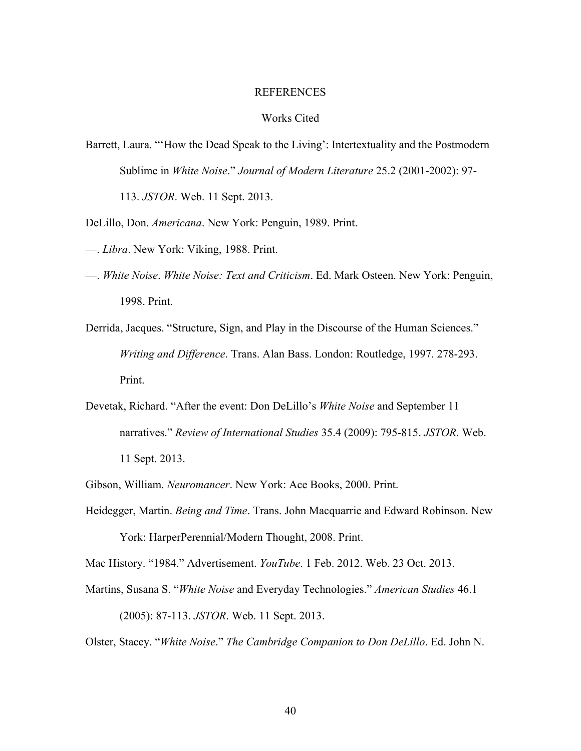# REFERENCES

## Works Cited

Barrett, Laura. "'How the Dead Speak to the Living': Intertextuality and the Postmodern Sublime in *White Noise*." *Journal of Modern Literature* 25.2 (2001-2002): 97-113. *JSTOR*. Web. 11 Sept. 2013.

DeLillo, Don. *Americana*. New York: Penguin, 1989. Print.

—. *Libra*. New York: Viking, 1988. Print.

—. *White Noise*. *White Noise: Text and Criticism*. Ed. Mark Osteen. New York: Penguin, 1998. Print.

Derrida, Jacques. "Structure, Sign, and Play in the Discourse of the Human Sciences." *Writing and Difference*. Trans. Alan Bass. London: Routledge, 1997. 278-293. Print.

Devetak, Richard. "After the event: Don DeLillo's *White Noise* and September 11 narratives." *Review of International Studies* 35.4 (2009): 795-815. *JSTOR*. Web. 11 Sept. 2013.

Gibson, William. *Neuromancer*. New York: Ace Books, 2000. Print.

Heidegger, Martin. *Being and Time*. Trans. John Macquarrie and Edward Robinson. New York: HarperPerennial/Modern Thought, 2008. Print.

Mac History. "1984." Advertisement. *YouTube*. 1 Feb. 2012. Web. 23 Oct. 2013.

Martins, Susana S. "*White Noise* and Everyday Technologies." *American Studies* 46.1 (2005): 87-113. *JSTOR*. Web. 11 Sept. 2013.

Olster, Stacey. "*White Noise*." *The Cambridge Companion to Don DeLillo*. Ed. John N.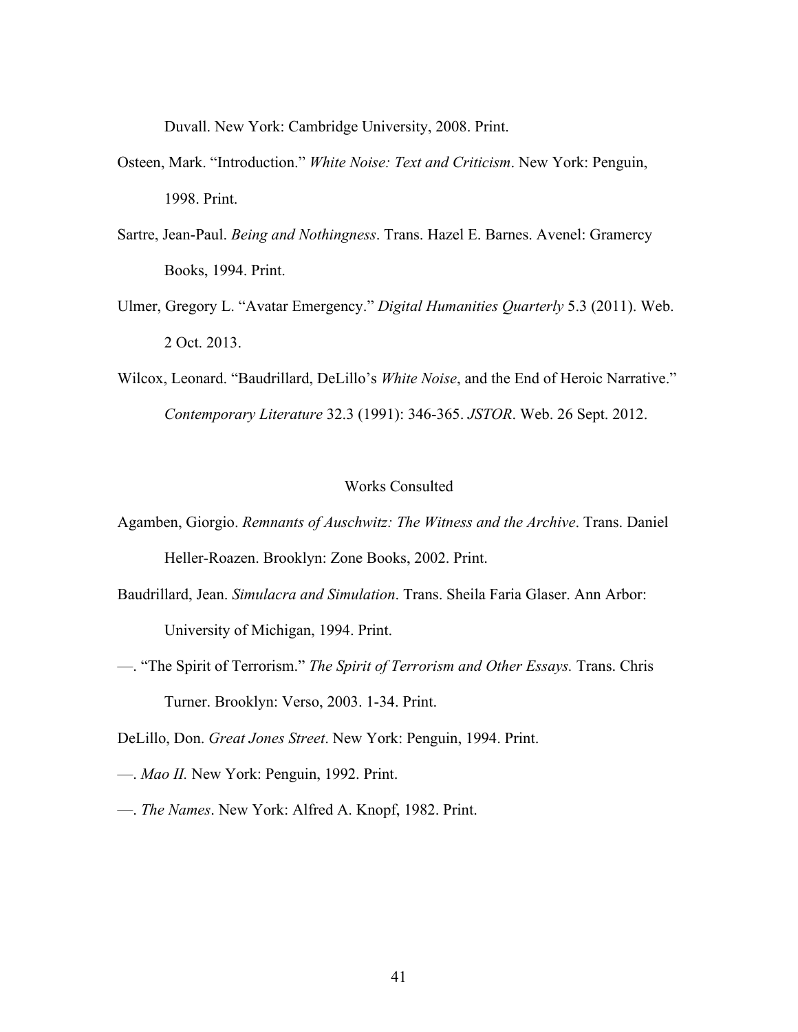Duvall. New York: Cambridge University, 2008. Print.

Osteen, Mark. "Introduction." *White Noise: Text and Criticism*. New York: Penguin, 1998. Print.

Sartre, Jean-Paul. *Being and Nothingness*. Trans. Hazel E. Barnes. Avenel: Gramercy Books, 1994. Print.

Ulmer, Gregory L. "Avatar Emergency." *Digital Humanities Quarterly* 5.3 (2011). Web. 2 Oct. 2013.

Wilcox, Leonard. "Baudrillard, DeLillo's *White Noise*, and the End of Heroic Narrative." *Contemporary Literature* 32.3 (1991): 346-365. *JSTOR*. Web. 26 Sept. 2012.

## Works Consulted

Agamben, Giorgio. *Remnants of Auschwitz: The Witness and the Archive*. Trans. Daniel Heller-Roazen. Brooklyn: Zone Books, 2002. Print.

Baudrillard, Jean. *Simulacra and Simulation*. Trans. Sheila Faria Glaser. Ann Arbor: University of Michigan, 1994. Print.

—. "The Spirit of Terrorism." *The Spirit of Terrorism and Other Essays.* Trans. Chris Turner. Brooklyn: Verso, 2003. 1-34. Print.

DeLillo, Don. *Great Jones Street*. New York: Penguin, 1994. Print.

—. *Mao II.* New York: Penguin, 1992. Print.

—. *The Names*. New York: Alfred A. Knopf, 1982. Print.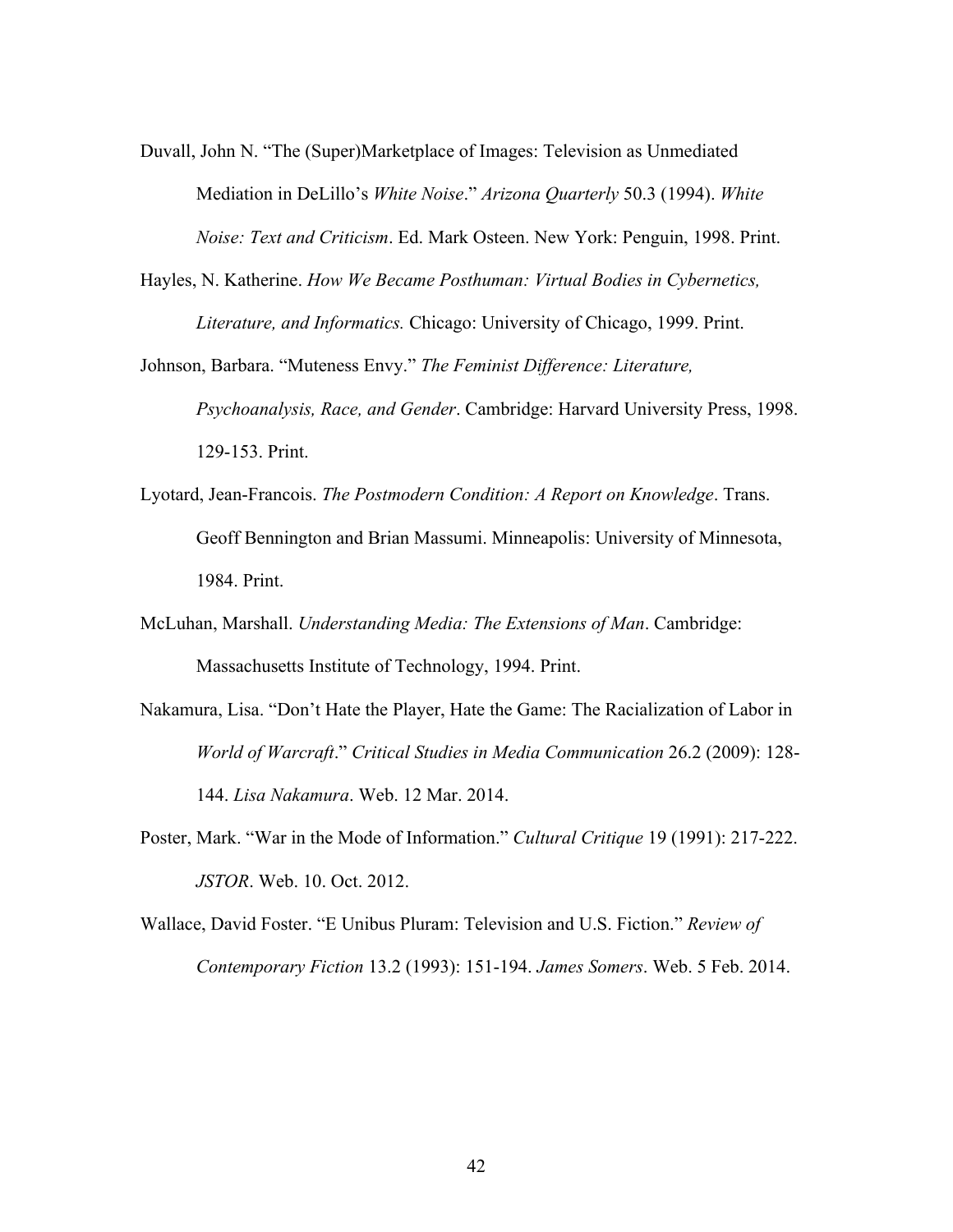Duvall, John N. "The (Super)Marketplace of Images: Television as Unmediated Mediation in DeLillo's *White Noise*." *Arizona Quarterly* 50.3 (1994). *White Noise: Text and Criticism*. Ed. Mark Osteen. New York: Penguin, 1998. Print.

Hayles, N. Katherine. *How We Became Posthuman: Virtual Bodies in Cybernetics, Literature, and Informatics.* Chicago: University of Chicago, 1999. Print.

Johnson, Barbara. "Muteness Envy." *The Feminist Difference: Literature, Psychoanalysis, Race, and Gender*. Cambridge: Harvard University Press, 1998. 129-153. Print.

Lyotard, Jean-Francois. *The Postmodern Condition: A Report on Knowledge*. Trans. Geoff Bennington and Brian Massumi. Minneapolis: University of Minnesota, 1984. Print.

McLuhan, Marshall. *Understanding Media: The Extensions of Man*. Cambridge: Massachusetts Institute of Technology, 1994. Print.

Nakamura, Lisa. "Don't Hate the Player, Hate the Game: The Racialization of Labor in *World of Warcraft*." *Critical Studies in Media Communication* 26.2 (2009): 128-144. *Lisa Nakamura*. Web. 12 Mar. 2014.

Poster, Mark. "War in the Mode of Information." *Cultural Critique* 19 (1991): 217-222. *JSTOR*. Web. 10. Oct. 2012.

Wallace, David Foster. "E Unibus Pluram: Television and U.S. Fiction." *Review of Contemporary Fiction* 13.2 (1993): 151-194. *James Somers*. Web. 5 Feb. 2014.